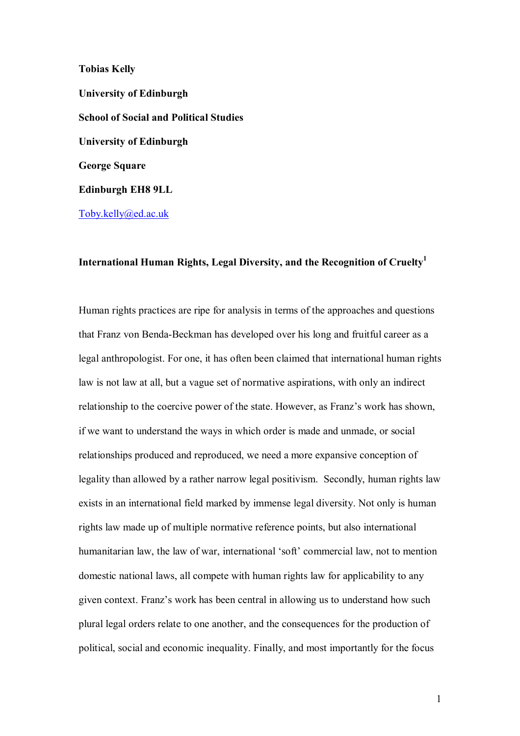**Tobias Kelly**

**University of Edinburgh**

**School of Social and Political Studies**

**University of Edinburgh**

**George Square**

**Edinburgh EH8 9LL**

Toby.kelly@ed.ac.uk

## International Human Rights, Legal Diversity, and the Recognition of Cruelty[1]

Human rights practices are ripe for analysis in terms of the approaches and questions that Franz von Benda-Beckman has developed over his long and fruitful career as a legal anthropologist. For one, it has often been claimed that international human rights law is not law at all, but a vague set of normative aspirations, with only an indirect relationship to the coercive power of the state. However, as Franz's work has shown, if we want to understand the ways in which order is made and unmade, or social relationships produced and reproduced, we need a more expansive conception of legality than allowed by a rather narrow legal positivism. Secondly, human rights law exists in an international field marked by immense legal diversity. Not only is human rights law made up of multiple normative reference points, but also international humanitarian law, the law of war, international 'soft' commercial law, not to mention domestic national laws, all compete with human rights law for applicability to any given context. Franz's work has been central in allowing us to understand how such plural legal orders relate to one another, and the consequences for the production of political, social and economic inequality. Finally, and most importantly for the focus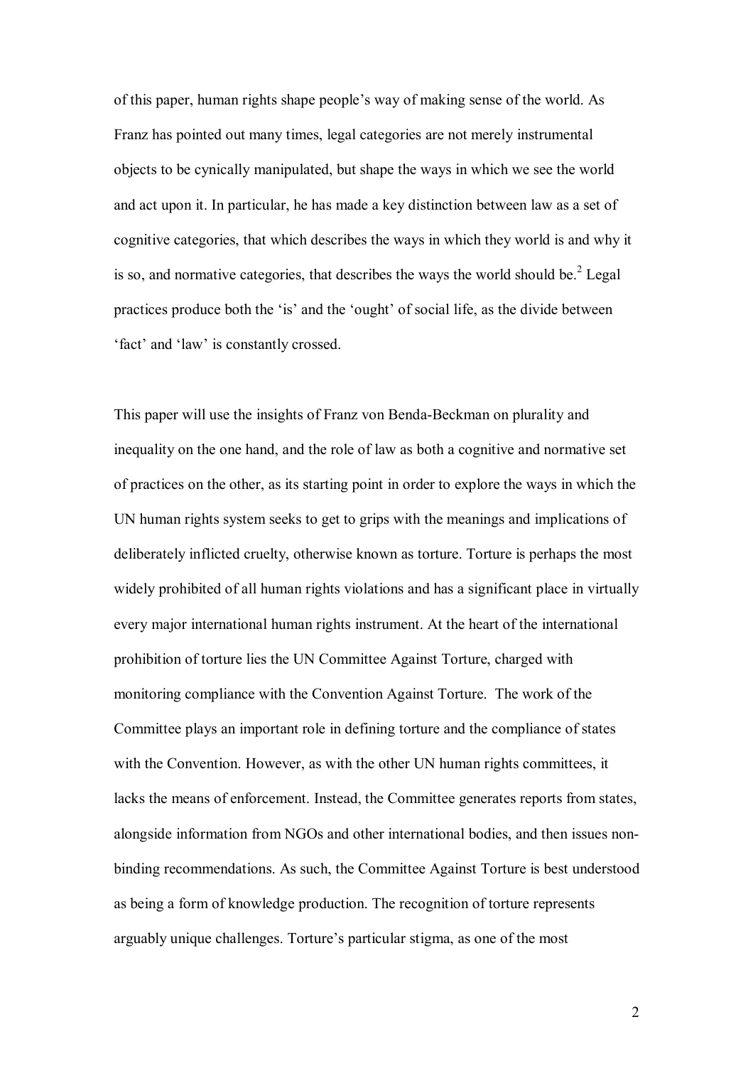of this paper, human rights shape people's way of making sense of the world. As Franz has pointed out many times, legal categories are not merely instrumental objects to be cynically manipulated, but shape the ways in which we see the world and act upon it. In particular, he has made a key distinction between law as a set of cognitive categories, that which describes the ways in which they world is and why it is so, and normative categories, that describes the ways the world should be.[2] Legal practices produce both the 'is' and the 'ought' of social life, as the divide between 'fact' and 'law' is constantly crossed.

This paper will use the insights of Franz von Benda-Beckman on plurality and inequality on the one hand, and the role of law as both a cognitive and normative set of practices on the other, as its starting point in order to explore the ways in which the UN human rights system seeks to get to grips with the meanings and implications of deliberately inflicted cruelty, otherwise known as torture. Torture is perhaps the most widely prohibited of all human rights violations and has a significant place in virtually every major international human rights instrument. At the heart of the international prohibition of torture lies the UN Committee Against Torture, charged with monitoring compliance with the Convention Against Torture. The work of the Committee plays an important role in defining torture and the compliance of states with the Convention. However, as with the other UN human rights committees, it lacks the means of enforcement. Instead, the Committee generates reports from states, alongside information from NGOs and other international bodies, and then issues non-binding recommendations. As such, the Committee Against Torture is best understood as being a form of knowledge production. The recognition of torture represents arguably unique challenges. Torture's particular stigma, as one of the most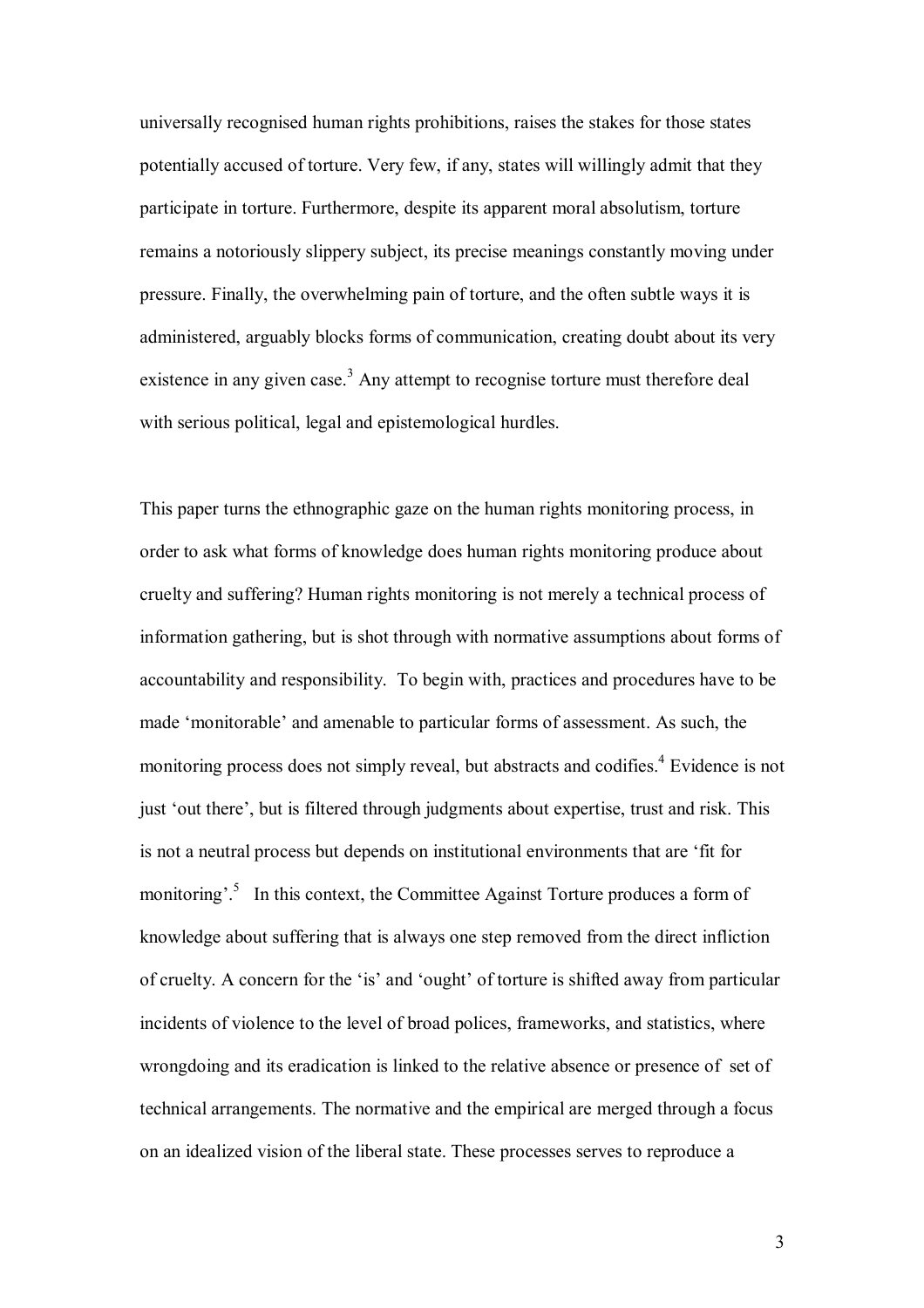universally recognised human rights prohibitions, raises the stakes for those states potentially accused of torture. Very few, if any, states will willingly admit that they participate in torture. Furthermore, despite its apparent moral absolutism, torture remains a notoriously slippery subject, its precise meanings constantly moving under pressure. Finally, the overwhelming pain of torture, and the often subtle ways it is administered, arguably blocks forms of communication, creating doubt about its very existence in any given case.[3] Any attempt to recognise torture must therefore deal with serious political, legal and epistemological hurdles.

This paper turns the ethnographic gaze on the human rights monitoring process, in order to ask what forms of knowledge does human rights monitoring produce about cruelty and suffering? Human rights monitoring is not merely a technical process of information gathering, but is shot through with normative assumptions about forms of accountability and responsibility. To begin with, practices and procedures have to be made 'monitorable' and amenable to particular forms of assessment. As such, the monitoring process does not simply reveal, but abstracts and codifies.[4] Evidence is not just 'out there', but is filtered through judgments about expertise, trust and risk. This is not a neutral process but depends on institutional environments that are 'fit for monitoring'.[5] In this context, the Committee Against Torture produces a form of knowledge about suffering that is always one step removed from the direct infliction of cruelty. A concern for the 'is' and 'ought' of torture is shifted away from particular incidents of violence to the level of broad polices, frameworks, and statistics, where wrongdoing and its eradication is linked to the relative absence or presence of set of technical arrangements. The normative and the empirical are merged through a focus on an idealized vision of the liberal state. These processes serves to reproduce a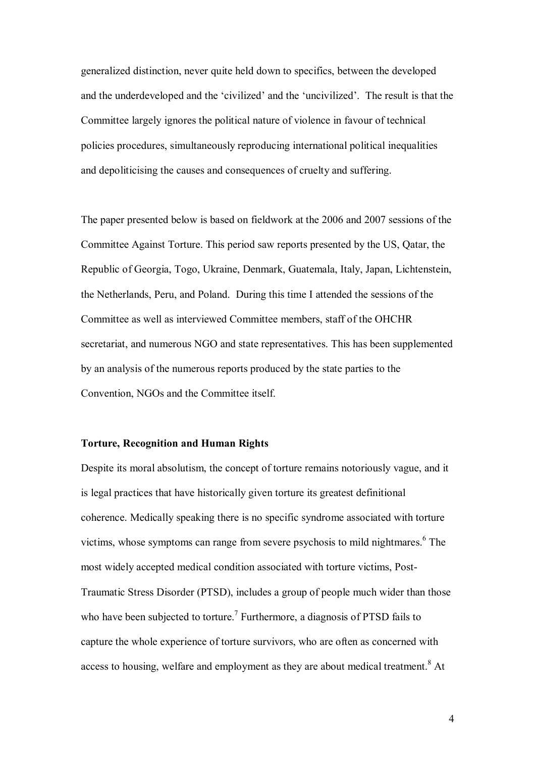generalized distinction, never quite held down to specifics, between the developed and the underdeveloped and the 'civilized' and the 'uncivilized'. The result is that the Committee largely ignores the political nature of violence in favour of technical policies procedures, simultaneously reproducing international political inequalities and depoliticising the causes and consequences of cruelty and suffering.

The paper presented below is based on fieldwork at the 2006 and 2007 sessions of the Committee Against Torture. This period saw reports presented by the US, Qatar, the Republic of Georgia, Togo, Ukraine, Denmark, Guatemala, Italy, Japan, Lichtenstein, the Netherlands, Peru, and Poland. During this time I attended the sessions of the Committee as well as interviewed Committee members, staff of the OHCHR secretariat, and numerous NGO and state representatives. This has been supplemented by an analysis of the numerous reports produced by the state parties to the Convention, NGOs and the Committee itself.

**Torture, Recognition and Human Rights**

Despite its moral absolutism, the concept of torture remains notoriously vague, and it is legal practices that have historically given torture its greatest definitional coherence. Medically speaking there is no specific syndrome associated with torture victims, whose symptoms can range from severe psychosis to mild nightmares.[6] The most widely accepted medical condition associated with torture victims, Post-Traumatic Stress Disorder (PTSD), includes a group of people much wider than those who have been subjected to torture.[7] Furthermore, a diagnosis of PTSD fails to capture the whole experience of torture survivors, who are often as concerned with access to housing, welfare and employment as they are about medical treatment.[8] At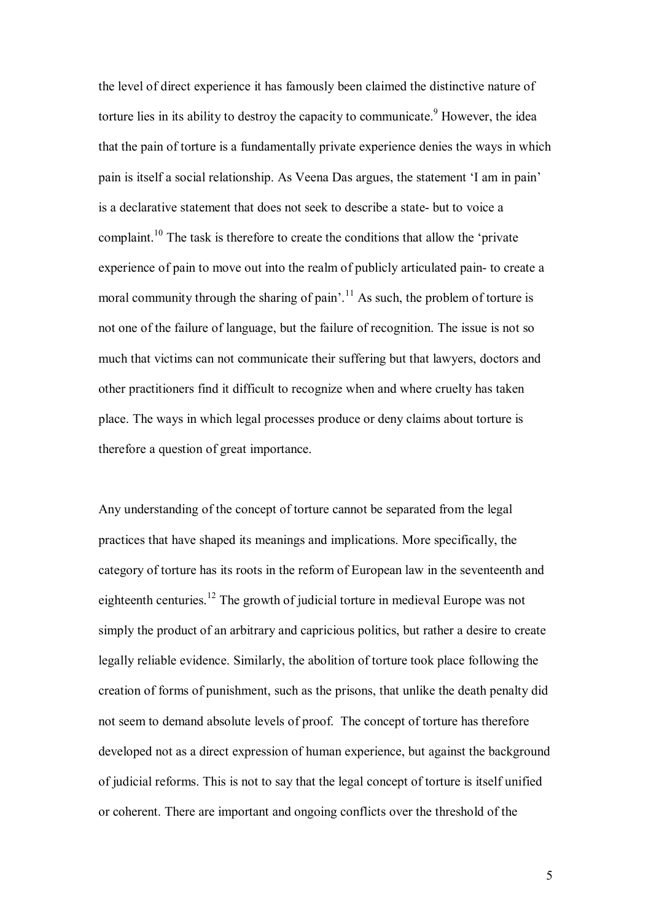the level of direct experience it has famously been claimed the distinctive nature of torture lies in its ability to destroy the capacity to communicate.[9] However, the idea that the pain of torture is a fundamentally private experience denies the ways in which pain is itself a social relationship. As Veena Das argues, the statement 'I am in pain' is a declarative statement that does not seek to describe a state- but to voice a complaint.[10] The task is therefore to create the conditions that allow the 'private experience of pain to move out into the realm of publicly articulated pain- to create a moral community through the sharing of pain'.[11] As such, the problem of torture is not one of the failure of language, but the failure of recognition. The issue is not so much that victims can not communicate their suffering but that lawyers, doctors and other practitioners find it difficult to recognize when and where cruelty has taken place. The ways in which legal processes produce or deny claims about torture is therefore a question of great importance.

Any understanding of the concept of torture cannot be separated from the legal practices that have shaped its meanings and implications. More specifically, the category of torture has its roots in the reform of European law in the seventeenth and eighteenth centuries.[12] The growth of judicial torture in medieval Europe was not simply the product of an arbitrary and capricious politics, but rather a desire to create legally reliable evidence. Similarly, the abolition of torture took place following the creation of forms of punishment, such as the prisons, that unlike the death penalty did not seem to demand absolute levels of proof. The concept of torture has therefore developed not as a direct expression of human experience, but against the background of judicial reforms. This is not to say that the legal concept of torture is itself unified or coherent. There are important and ongoing conflicts over the threshold of the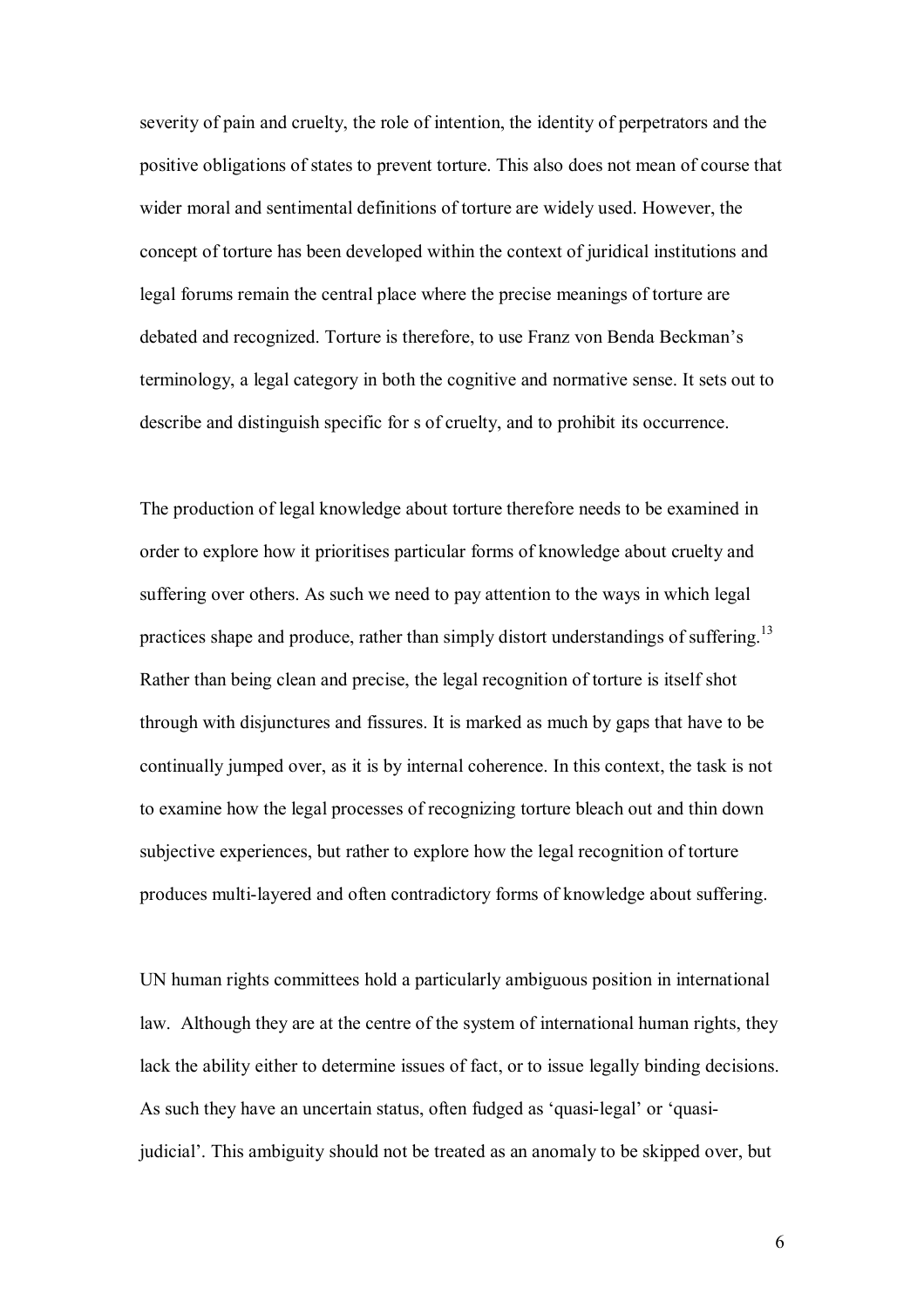severity of pain and cruelty, the role of intention, the identity of perpetrators and the positive obligations of states to prevent torture. This also does not mean of course that wider moral and sentimental definitions of torture are widely used. However, the concept of torture has been developed within the context of juridical institutions and legal forums remain the central place where the precise meanings of torture are debated and recognized. Torture is therefore, to use Franz von Benda Beckman's terminology, a legal category in both the cognitive and normative sense. It sets out to describe and distinguish specific for s of cruelty, and to prohibit its occurrence.

The production of legal knowledge about torture therefore needs to be examined in order to explore how it prioritises particular forms of knowledge about cruelty and suffering over others. As such we need to pay attention to the ways in which legal practices shape and produce, rather than simply distort understandings of suffering.[13] Rather than being clean and precise, the legal recognition of torture is itself shot through with disjunctures and fissures. It is marked as much by gaps that have to be continually jumped over, as it is by internal coherence. In this context, the task is not to examine how the legal processes of recognizing torture bleach out and thin down subjective experiences, but rather to explore how the legal recognition of torture produces multi-layered and often contradictory forms of knowledge about suffering.

UN human rights committees hold a particularly ambiguous position in international law. Although they are at the centre of the system of international human rights, they lack the ability either to determine issues of fact, or to issue legally binding decisions. As such they have an uncertain status, often fudged as 'quasi-legal' or 'quasi-judicial'. This ambiguity should not be treated as an anomaly to be skipped over, but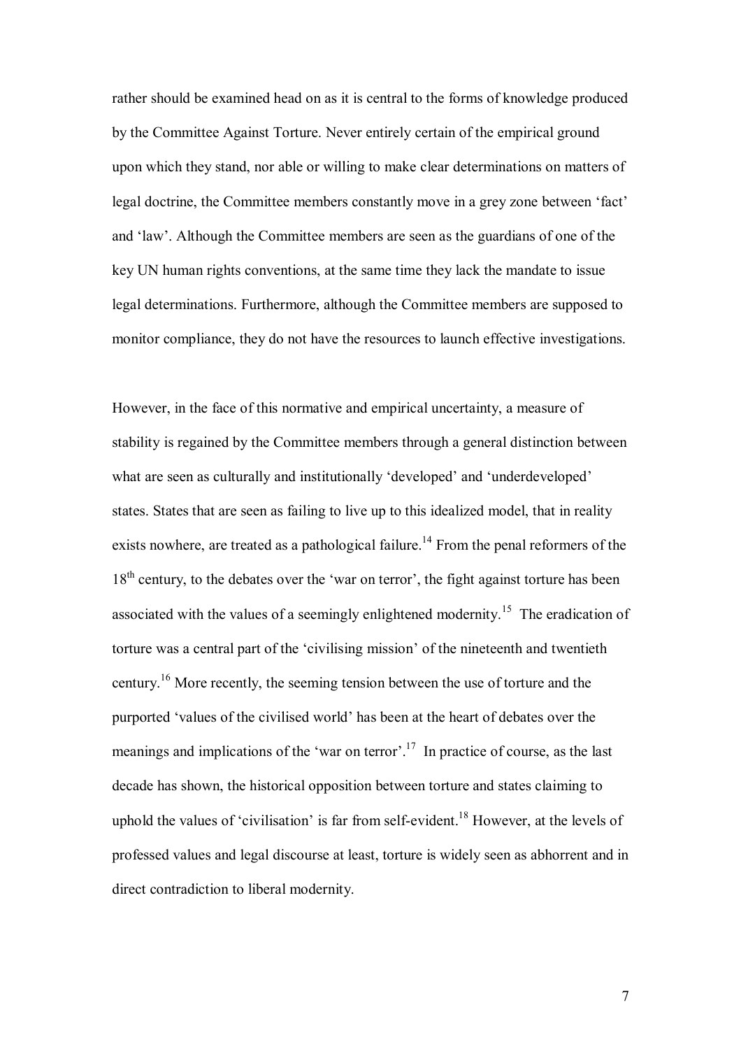rather should be examined head on as it is central to the forms of knowledge produced by the Committee Against Torture. Never entirely certain of the empirical ground upon which they stand, nor able or willing to make clear determinations on matters of legal doctrine, the Committee members constantly move in a grey zone between 'fact' and 'law'. Although the Committee members are seen as the guardians of one of the key UN human rights conventions, at the same time they lack the mandate to issue legal determinations. Furthermore, although the Committee members are supposed to monitor compliance, they do not have the resources to launch effective investigations.

However, in the face of this normative and empirical uncertainty, a measure of stability is regained by the Committee members through a general distinction between what are seen as culturally and institutionally 'developed' and 'underdeveloped' states. States that are seen as failing to live up to this idealized model, that in reality exists nowhere, are treated as a pathological failure.[14] From the penal reformers of the 18th century, to the debates over the 'war on terror', the fight against torture has been associated with the values of a seemingly enlightened modernity.[15] The eradication of torture was a central part of the 'civilising mission' of the nineteenth and twentieth century.[16] More recently, the seeming tension between the use of torture and the purported 'values of the civilised world' has been at the heart of debates over the meanings and implications of the 'war on terror'.[17] In practice of course, as the last decade has shown, the historical opposition between torture and states claiming to uphold the values of 'civilisation' is far from self-evident.[18] However, at the levels of professed values and legal discourse at least, torture is widely seen as abhorrent and in direct contradiction to liberal modernity.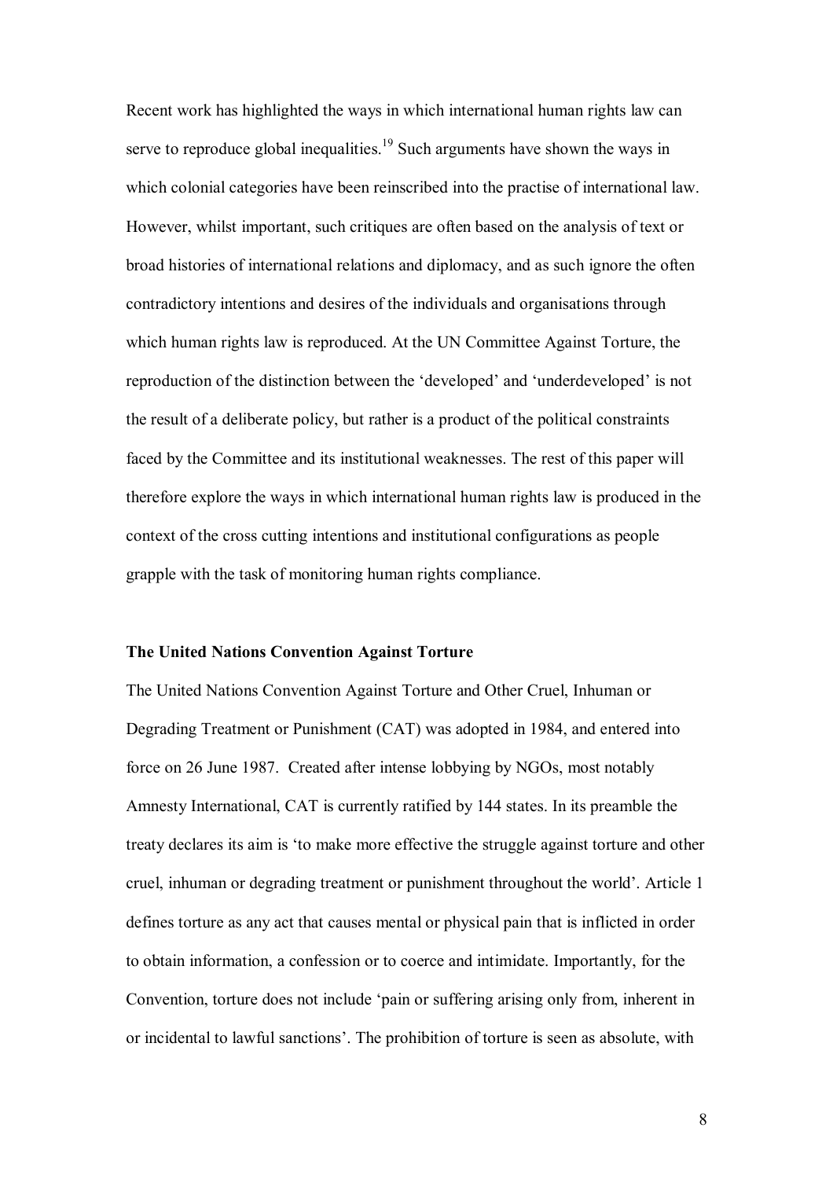Recent work has highlighted the ways in which international human rights law can serve to reproduce global inequalities.[19] Such arguments have shown the ways in which colonial categories have been reinscribed into the practise of international law. However, whilst important, such critiques are often based on the analysis of text or broad histories of international relations and diplomacy, and as such ignore the often contradictory intentions and desires of the individuals and organisations through which human rights law is reproduced. At the UN Committee Against Torture, the reproduction of the distinction between the 'developed' and 'underdeveloped' is not the result of a deliberate policy, but rather is a product of the political constraints faced by the Committee and its institutional weaknesses. The rest of this paper will therefore explore the ways in which international human rights law is produced in the context of the cross cutting intentions and institutional configurations as people grapple with the task of monitoring human rights compliance.

**The United Nations Convention Against Torture**

The United Nations Convention Against Torture and Other Cruel, Inhuman or Degrading Treatment or Punishment (CAT) was adopted in 1984, and entered into force on 26 June 1987. Created after intense lobbying by NGOs, most notably Amnesty International, CAT is currently ratified by 144 states. In its preamble the treaty declares its aim is 'to make more effective the struggle against torture and other cruel, inhuman or degrading treatment or punishment throughout the world'. Article 1 defines torture as any act that causes mental or physical pain that is inflicted in order to obtain information, a confession or to coerce and intimidate. Importantly, for the Convention, torture does not include 'pain or suffering arising only from, inherent in or incidental to lawful sanctions'. The prohibition of torture is seen as absolute, with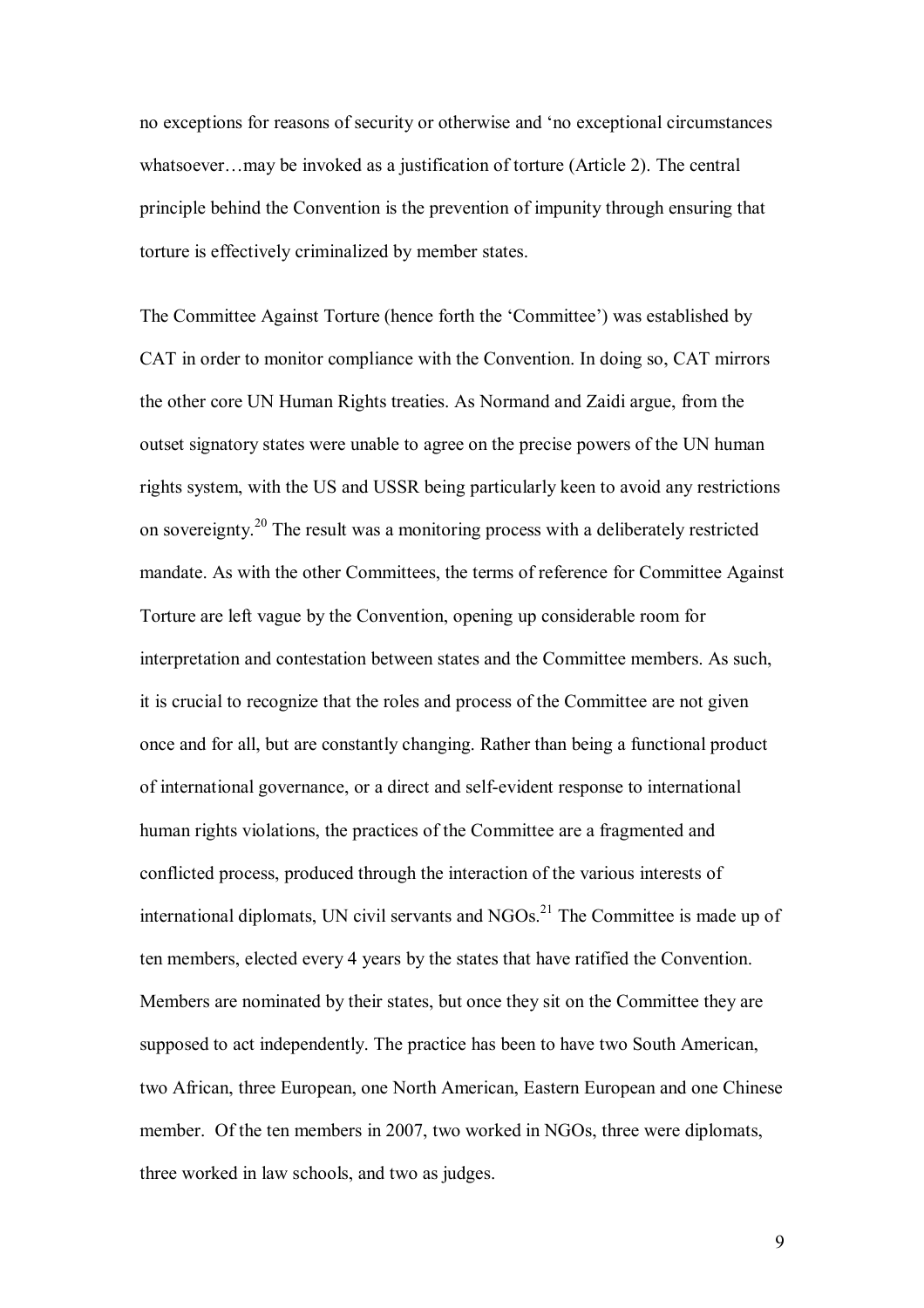no exceptions for reasons of security or otherwise and 'no exceptional circumstances whatsoever…may be invoked as a justification of torture (Article 2). The central principle behind the Convention is the prevention of impunity through ensuring that torture is effectively criminalized by member states.

The Committee Against Torture (hence forth the 'Committee') was established by CAT in order to monitor compliance with the Convention. In doing so, CAT mirrors the other core UN Human Rights treaties. As Normand and Zaidi argue, from the outset signatory states were unable to agree on the precise powers of the UN human rights system, with the US and USSR being particularly keen to avoid any restrictions on sovereignty.[20] The result was a monitoring process with a deliberately restricted mandate. As with the other Committees, the terms of reference for Committee Against Torture are left vague by the Convention, opening up considerable room for interpretation and contestation between states and the Committee members. As such, it is crucial to recognize that the roles and process of the Committee are not given once and for all, but are constantly changing. Rather than being a functional product of international governance, or a direct and self-evident response to international human rights violations, the practices of the Committee are a fragmented and conflicted process, produced through the interaction of the various interests of international diplomats, UN civil servants and NGOs.[21] The Committee is made up of ten members, elected every 4 years by the states that have ratified the Convention. Members are nominated by their states, but once they sit on the Committee they are supposed to act independently. The practice has been to have two South American, two African, three European, one North American, Eastern European and one Chinese member. Of the ten members in 2007, two worked in NGOs, three were diplomats, three worked in law schools, and two as judges.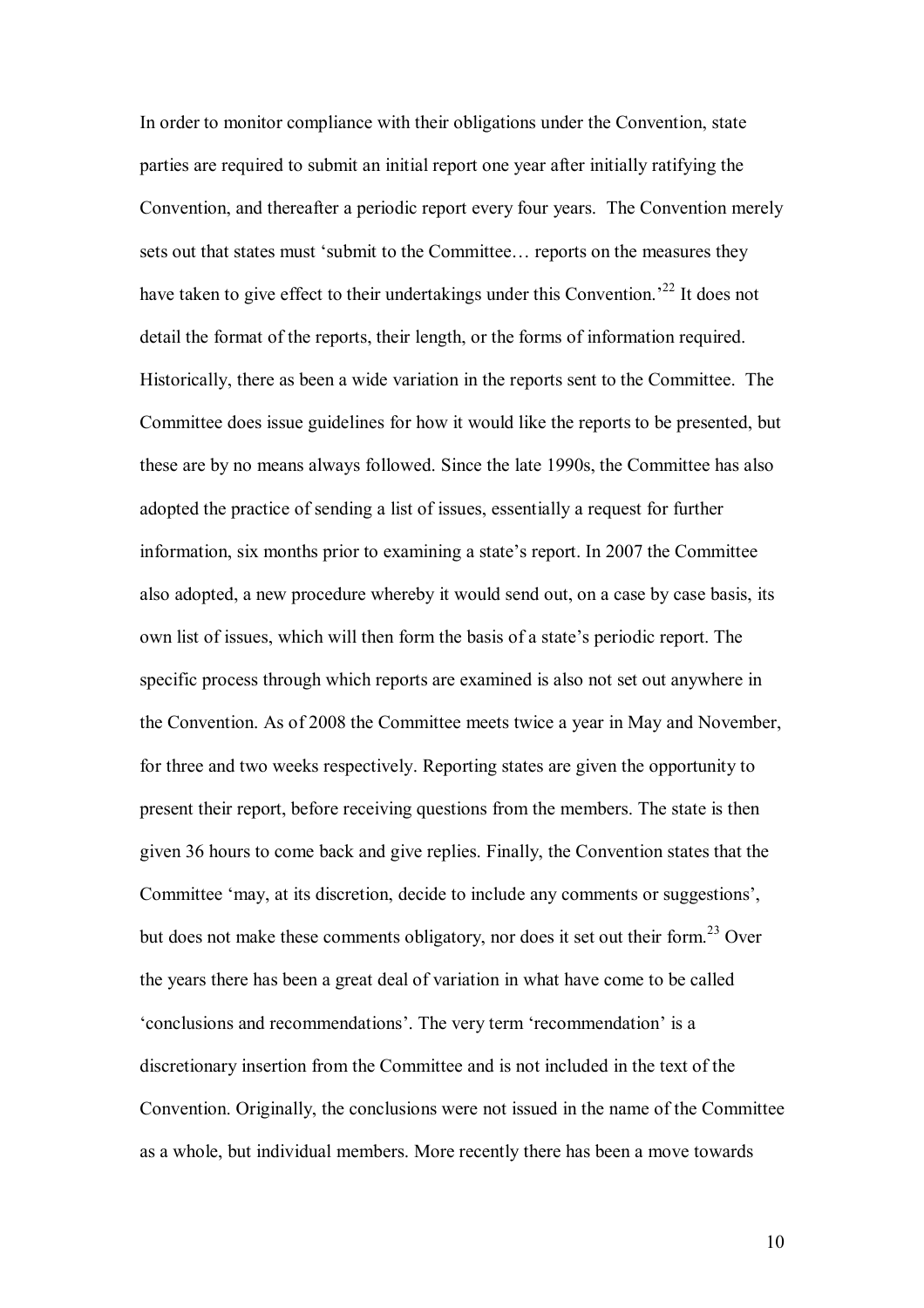In order to monitor compliance with their obligations under the Convention, state parties are required to submit an initial report one year after initially ratifying the Convention, and thereafter a periodic report every four years. The Convention merely sets out that states must 'submit to the Committee… reports on the measures they have taken to give effect to their undertakings under this Convention.'[22] It does not detail the format of the reports, their length, or the forms of information required. Historically, there as been a wide variation in the reports sent to the Committee. The Committee does issue guidelines for how it would like the reports to be presented, but these are by no means always followed. Since the late 1990s, the Committee has also adopted the practice of sending a list of issues, essentially a request for further information, six months prior to examining a state's report. In 2007 the Committee also adopted, a new procedure whereby it would send out, on a case by case basis, its own list of issues, which will then form the basis of a state's periodic report. The specific process through which reports are examined is also not set out anywhere in the Convention. As of 2008 the Committee meets twice a year in May and November, for three and two weeks respectively. Reporting states are given the opportunity to present their report, before receiving questions from the members. The state is then given 36 hours to come back and give replies. Finally, the Convention states that the Committee 'may, at its discretion, decide to include any comments or suggestions', but does not make these comments obligatory, nor does it set out their form.[23] Over the years there has been a great deal of variation in what have come to be called 'conclusions and recommendations'. The very term 'recommendation' is a discretionary insertion from the Committee and is not included in the text of the Convention. Originally, the conclusions were not issued in the name of the Committee as a whole, but individual members. More recently there has been a move towards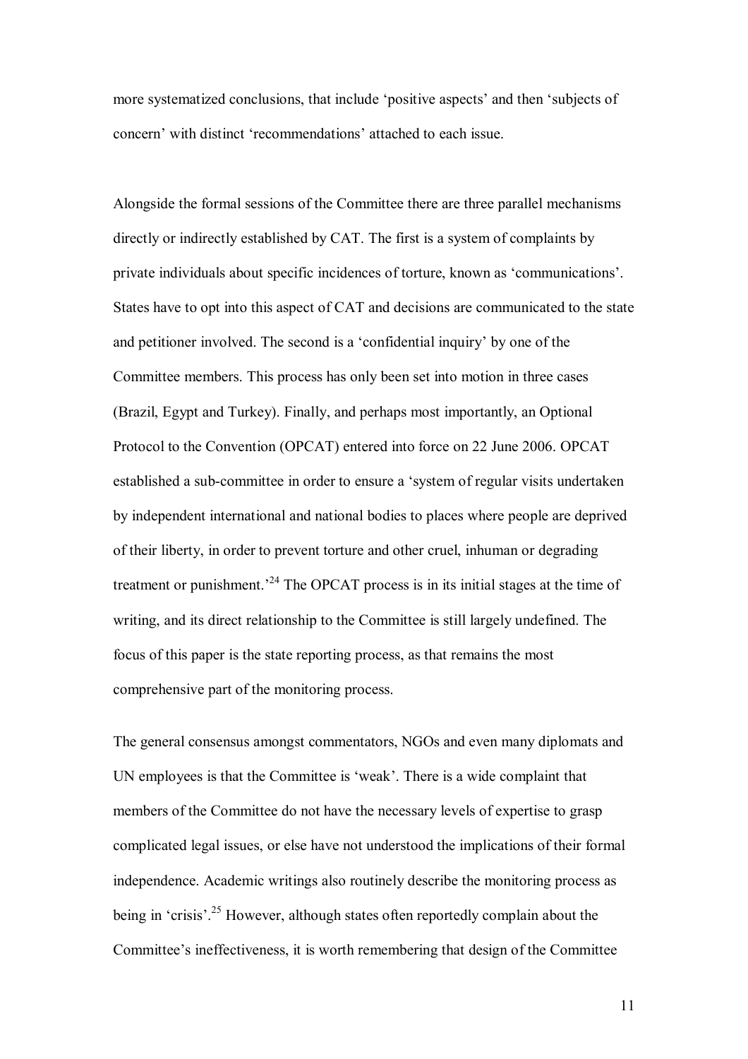more systematized conclusions, that include 'positive aspects' and then 'subjects of concern' with distinct 'recommendations' attached to each issue.

Alongside the formal sessions of the Committee there are three parallel mechanisms directly or indirectly established by CAT. The first is a system of complaints by private individuals about specific incidences of torture, known as 'communications'. States have to opt into this aspect of CAT and decisions are communicated to the state and petitioner involved. The second is a 'confidential inquiry' by one of the Committee members. This process has only been set into motion in three cases (Brazil, Egypt and Turkey). Finally, and perhaps most importantly, an Optional Protocol to the Convention (OPCAT) entered into force on 22 June 2006. OPCAT established a sub-committee in order to ensure a 'system of regular visits undertaken by independent international and national bodies to places where people are deprived of their liberty, in order to prevent torture and other cruel, inhuman or degrading treatment or punishment.'[24] The OPCAT process is in its initial stages at the time of writing, and its direct relationship to the Committee is still largely undefined. The focus of this paper is the state reporting process, as that remains the most comprehensive part of the monitoring process.

The general consensus amongst commentators, NGOs and even many diplomats and UN employees is that the Committee is 'weak'. There is a wide complaint that members of the Committee do not have the necessary levels of expertise to grasp complicated legal issues, or else have not understood the implications of their formal independence. Academic writings also routinely describe the monitoring process as being in 'crisis'.[25] However, although states often reportedly complain about the Committee's ineffectiveness, it is worth remembering that design of the Committee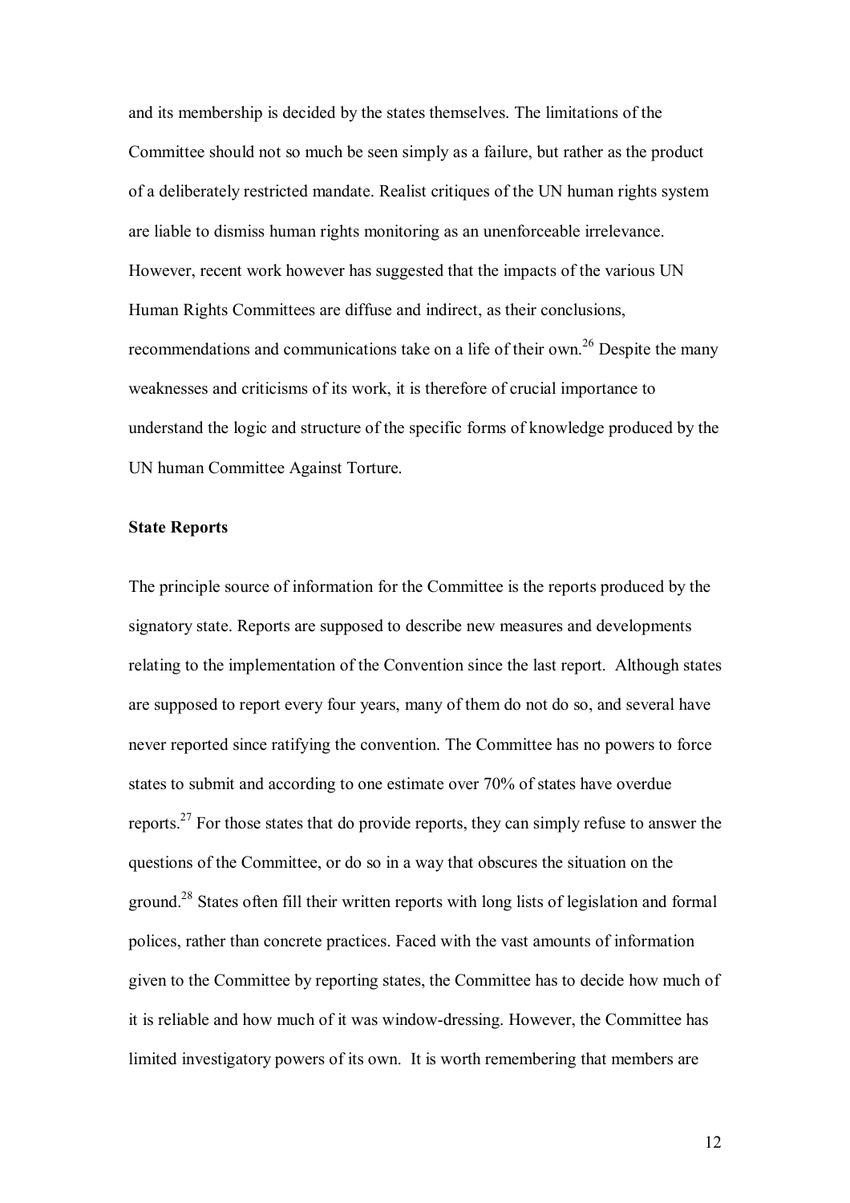and its membership is decided by the states themselves. The limitations of the Committee should not so much be seen simply as a failure, but rather as the product of a deliberately restricted mandate. Realist critiques of the UN human rights system are liable to dismiss human rights monitoring as an unenforceable irrelevance. However, recent work however has suggested that the impacts of the various UN Human Rights Committees are diffuse and indirect, as their conclusions, recommendations and communications take on a life of their own.[26] Despite the many weaknesses and criticisms of its work, it is therefore of crucial importance to understand the logic and structure of the specific forms of knowledge produced by the UN human Committee Against Torture.

**State Reports**

The principle source of information for the Committee is the reports produced by the signatory state. Reports are supposed to describe new measures and developments relating to the implementation of the Convention since the last report. Although states are supposed to report every four years, many of them do not do so, and several have never reported since ratifying the convention. The Committee has no powers to force states to submit and according to one estimate over 70% of states have overdue reports.[27] For those states that do provide reports, they can simply refuse to answer the questions of the Committee, or do so in a way that obscures the situation on the ground.[28] States often fill their written reports with long lists of legislation and formal polices, rather than concrete practices. Faced with the vast amounts of information given to the Committee by reporting states, the Committee has to decide how much of it is reliable and how much of it was window-dressing. However, the Committee has limited investigatory powers of its own. It is worth remembering that members are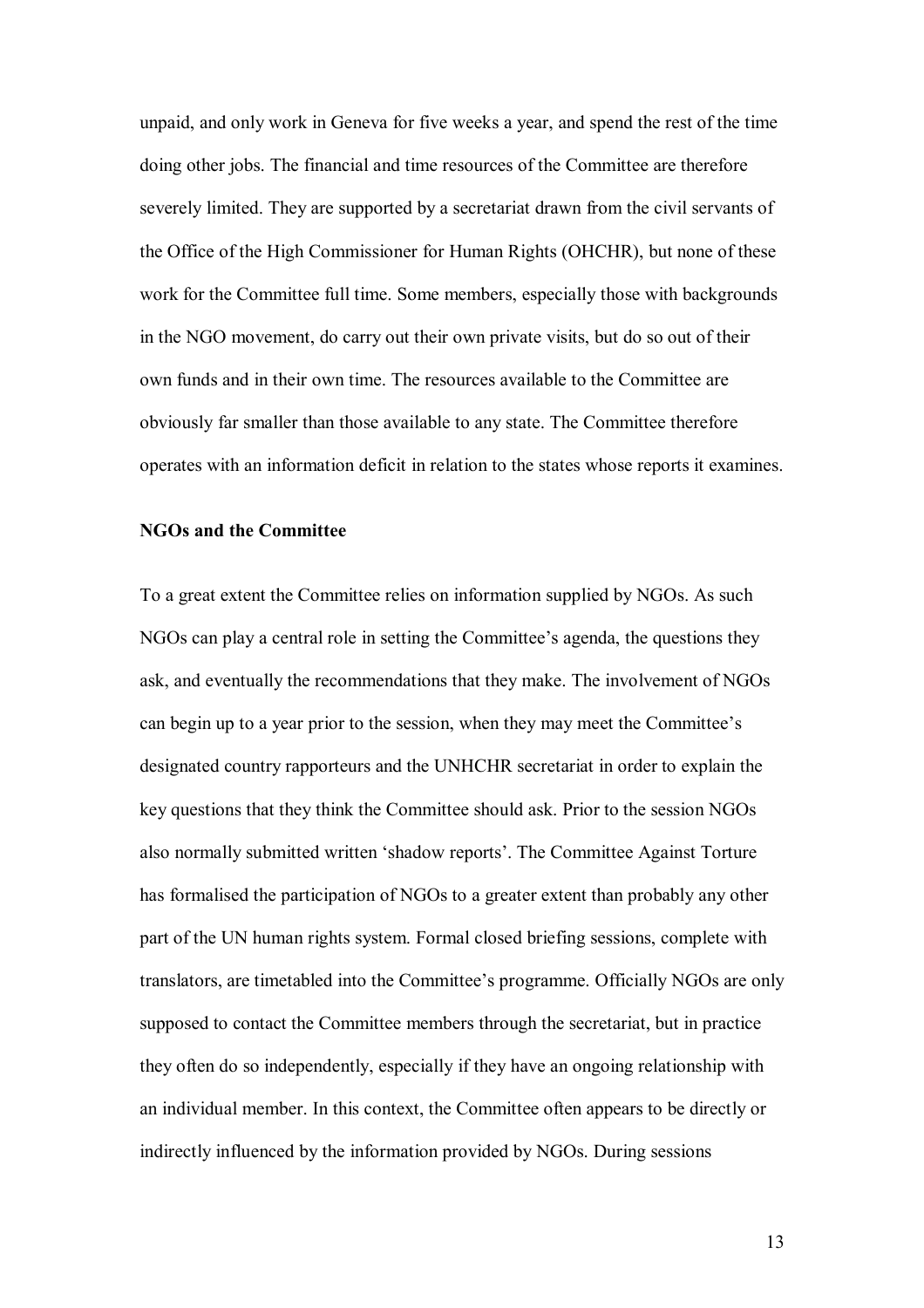unpaid, and only work in Geneva for five weeks a year, and spend the rest of the time doing other jobs. The financial and time resources of the Committee are therefore severely limited. They are supported by a secretariat drawn from the civil servants of the Office of the High Commissioner for Human Rights (OHCHR), but none of these work for the Committee full time. Some members, especially those with backgrounds in the NGO movement, do carry out their own private visits, but do so out of their own funds and in their own time. The resources available to the Committee are obviously far smaller than those available to any state. The Committee therefore operates with an information deficit in relation to the states whose reports it examines.

**NGOs and the Committee**

To a great extent the Committee relies on information supplied by NGOs. As such NGOs can play a central role in setting the Committee's agenda, the questions they ask, and eventually the recommendations that they make. The involvement of NGOs can begin up to a year prior to the session, when they may meet the Committee's designated country rapporteurs and the UNHCHR secretariat in order to explain the key questions that they think the Committee should ask. Prior to the session NGOs also normally submitted written 'shadow reports'. The Committee Against Torture has formalised the participation of NGOs to a greater extent than probably any other part of the UN human rights system. Formal closed briefing sessions, complete with translators, are timetabled into the Committee's programme. Officially NGOs are only supposed to contact the Committee members through the secretariat, but in practice they often do so independently, especially if they have an ongoing relationship with an individual member. In this context, the Committee often appears to be directly or indirectly influenced by the information provided by NGOs. During sessions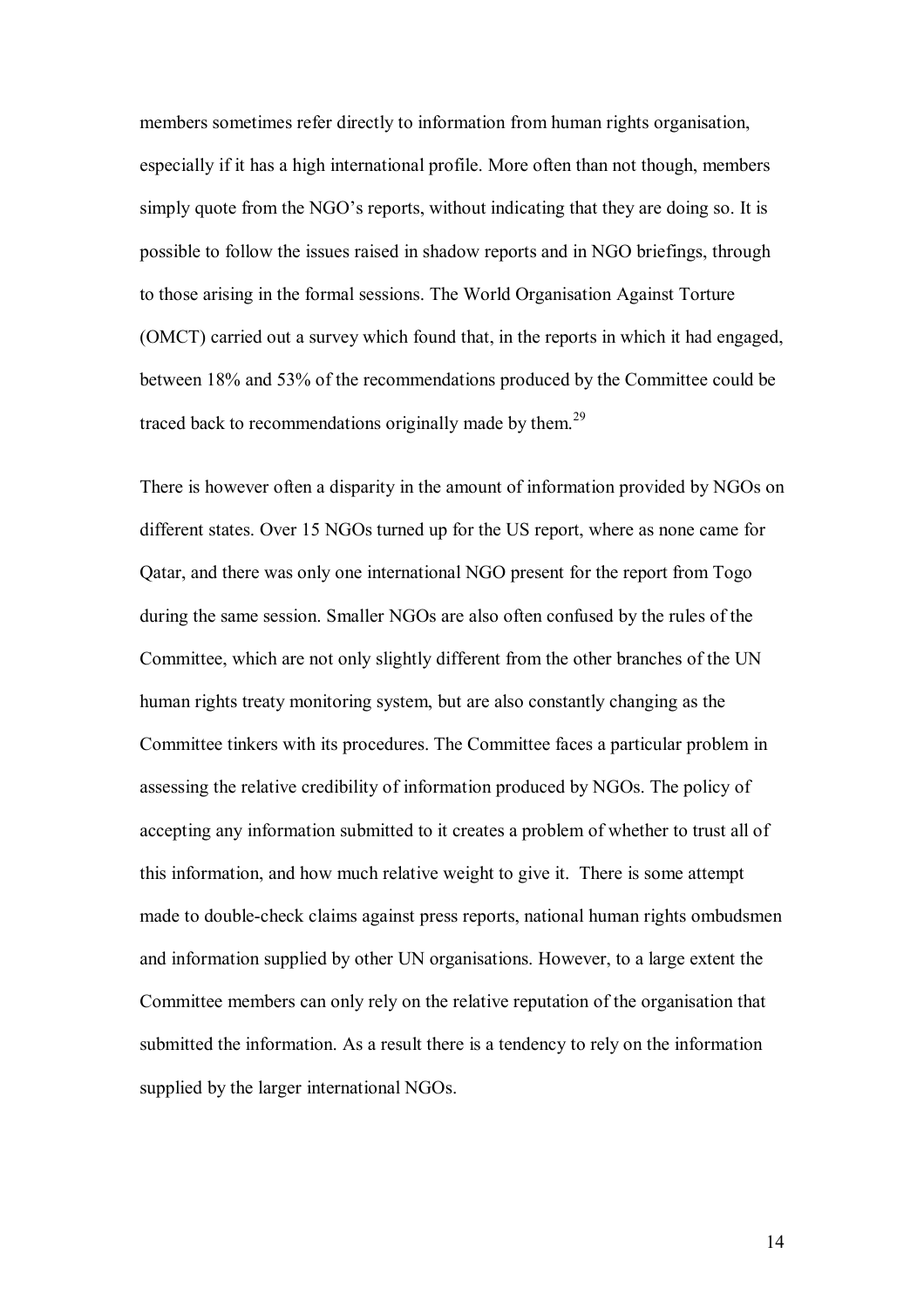members sometimes refer directly to information from human rights organisation, especially if it has a high international profile. More often than not though, members simply quote from the NGO's reports, without indicating that they are doing so. It is possible to follow the issues raised in shadow reports and in NGO briefings, through to those arising in the formal sessions. The World Organisation Against Torture (OMCT) carried out a survey which found that, in the reports in which it had engaged, between 18% and 53% of the recommendations produced by the Committee could be traced back to recommendations originally made by them.[29]

There is however often a disparity in the amount of information provided by NGOs on different states. Over 15 NGOs turned up for the US report, where as none came for Qatar, and there was only one international NGO present for the report from Togo during the same session. Smaller NGOs are also often confused by the rules of the Committee, which are not only slightly different from the other branches of the UN human rights treaty monitoring system, but are also constantly changing as the Committee tinkers with its procedures. The Committee faces a particular problem in assessing the relative credibility of information produced by NGOs. The policy of accepting any information submitted to it creates a problem of whether to trust all of this information, and how much relative weight to give it. There is some attempt made to double-check claims against press reports, national human rights ombudsmen and information supplied by other UN organisations. However, to a large extent the Committee members can only rely on the relative reputation of the organisation that submitted the information. As a result there is a tendency to rely on the information supplied by the larger international NGOs.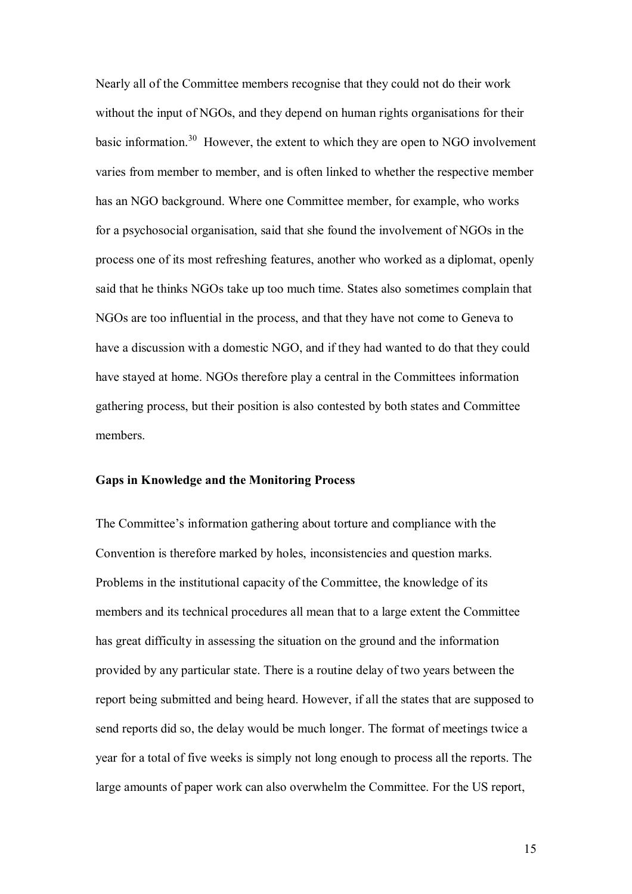Nearly all of the Committee members recognise that they could not do their work without the input of NGOs, and they depend on human rights organisations for their basic information.[30] However, the extent to which they are open to NGO involvement varies from member to member, and is often linked to whether the respective member has an NGO background. Where one Committee member, for example, who works for a psychosocial organisation, said that she found the involvement of NGOs in the process one of its most refreshing features, another who worked as a diplomat, openly said that he thinks NGOs take up too much time. States also sometimes complain that NGOs are too influential in the process, and that they have not come to Geneva to have a discussion with a domestic NGO, and if they had wanted to do that they could have stayed at home. NGOs therefore play a central in the Committees information gathering process, but their position is also contested by both states and Committee members.

**Gaps in Knowledge and the Monitoring Process**

The Committee's information gathering about torture and compliance with the Convention is therefore marked by holes, inconsistencies and question marks. Problems in the institutional capacity of the Committee, the knowledge of its members and its technical procedures all mean that to a large extent the Committee has great difficulty in assessing the situation on the ground and the information provided by any particular state. There is a routine delay of two years between the report being submitted and being heard. However, if all the states that are supposed to send reports did so, the delay would be much longer. The format of meetings twice a year for a total of five weeks is simply not long enough to process all the reports. The large amounts of paper work can also overwhelm the Committee. For the US report,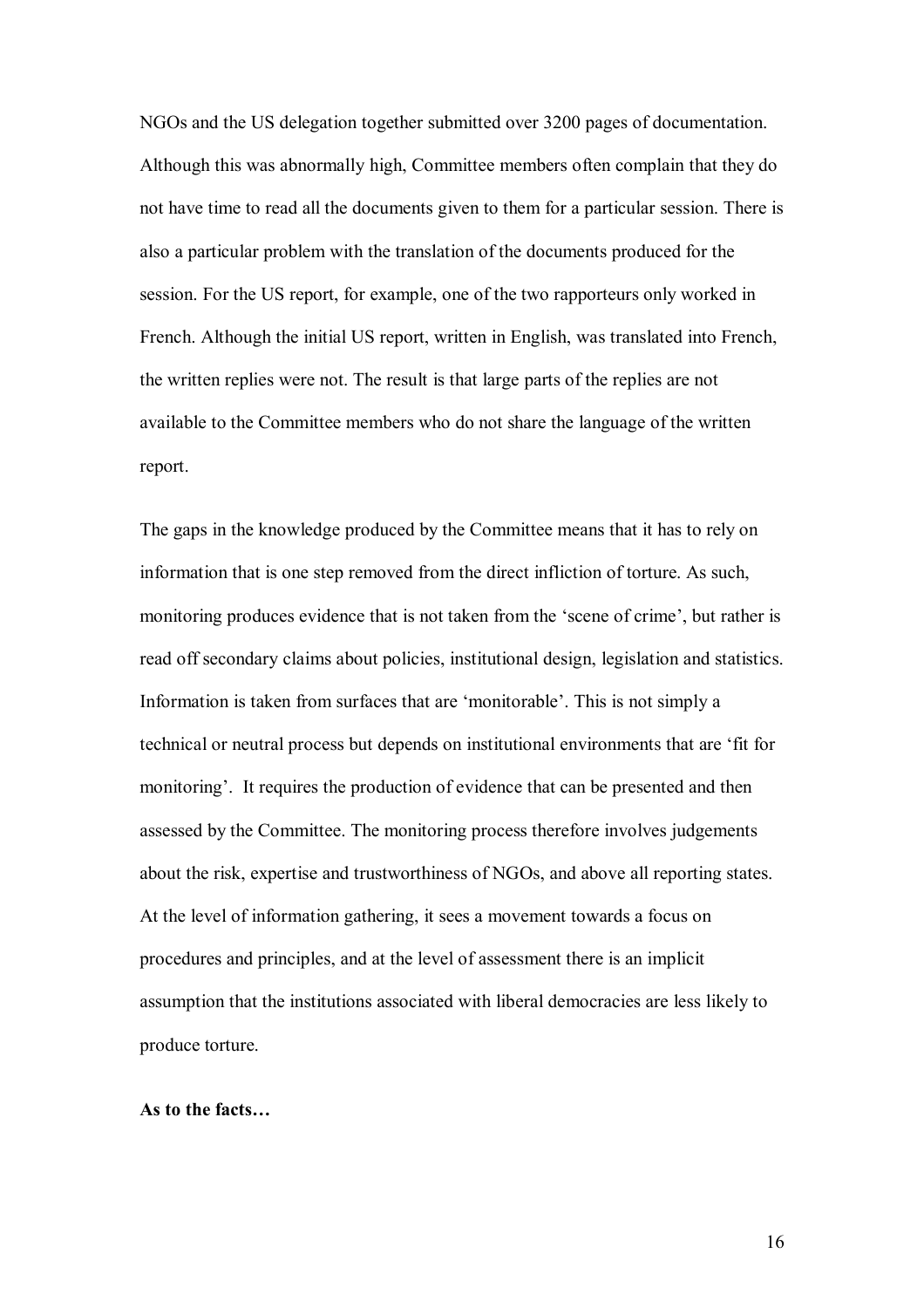NGOs and the US delegation together submitted over 3200 pages of documentation. Although this was abnormally high, Committee members often complain that they do not have time to read all the documents given to them for a particular session. There is also a particular problem with the translation of the documents produced for the session. For the US report, for example, one of the two rapporteurs only worked in French. Although the initial US report, written in English, was translated into French, the written replies were not. The result is that large parts of the replies are not available to the Committee members who do not share the language of the written report.

The gaps in the knowledge produced by the Committee means that it has to rely on information that is one step removed from the direct infliction of torture. As such, monitoring produces evidence that is not taken from the 'scene of crime', but rather is read off secondary claims about policies, institutional design, legislation and statistics. Information is taken from surfaces that are 'monitorable'. This is not simply a technical or neutral process but depends on institutional environments that are 'fit for monitoring'. It requires the production of evidence that can be presented and then assessed by the Committee. The monitoring process therefore involves judgements about the risk, expertise and trustworthiness of NGOs, and above all reporting states. At the level of information gathering, it sees a movement towards a focus on procedures and principles, and at the level of assessment there is an implicit assumption that the institutions associated with liberal democracies are less likely to produce torture.

**As to the facts…**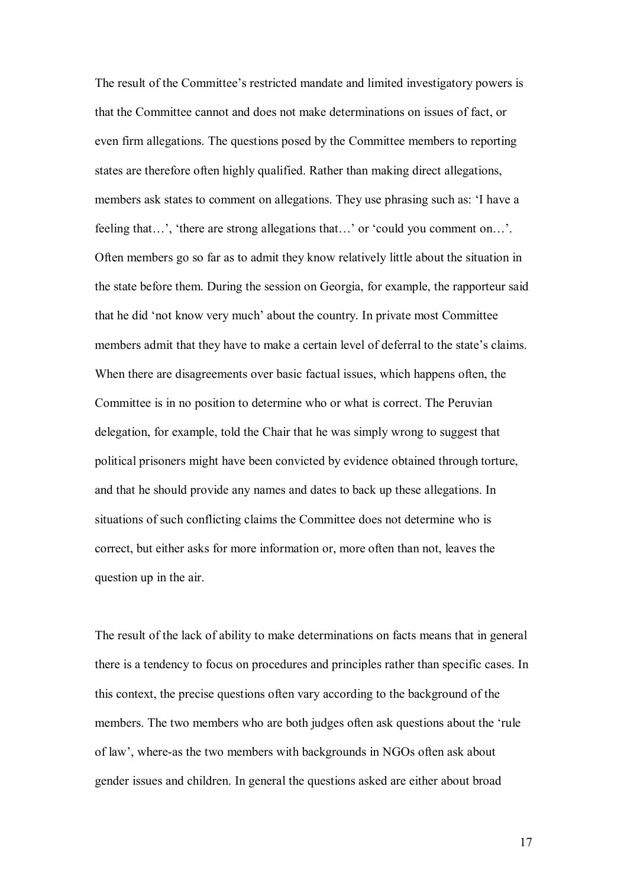The result of the Committee's restricted mandate and limited investigatory powers is that the Committee cannot and does not make determinations on issues of fact, or even firm allegations. The questions posed by the Committee members to reporting states are therefore often highly qualified. Rather than making direct allegations, members ask states to comment on allegations. They use phrasing such as: 'I have a feeling that…', 'there are strong allegations that…' or 'could you comment on…'. Often members go so far as to admit they know relatively little about the situation in the state before them. During the session on Georgia, for example, the rapporteur said that he did 'not know very much' about the country. In private most Committee members admit that they have to make a certain level of deferral to the state's claims. When there are disagreements over basic factual issues, which happens often, the Committee is in no position to determine who or what is correct. The Peruvian delegation, for example, told the Chair that he was simply wrong to suggest that political prisoners might have been convicted by evidence obtained through torture, and that he should provide any names and dates to back up these allegations. In situations of such conflicting claims the Committee does not determine who is correct, but either asks for more information or, more often than not, leaves the question up in the air.

The result of the lack of ability to make determinations on facts means that in general there is a tendency to focus on procedures and principles rather than specific cases. In this context, the precise questions often vary according to the background of the members. The two members who are both judges often ask questions about the 'rule of law', where-as the two members with backgrounds in NGOs often ask about gender issues and children. In general the questions asked are either about broad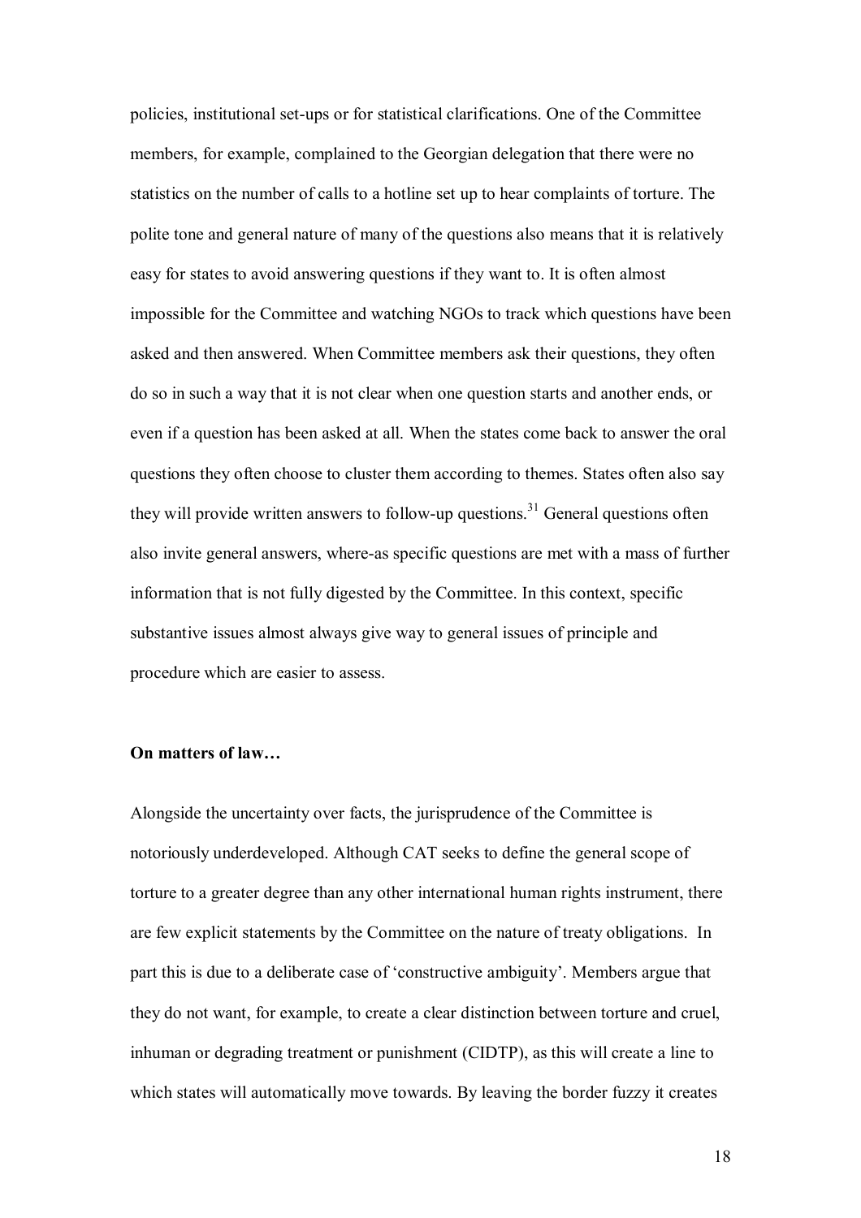policies, institutional set-ups or for statistical clarifications. One of the Committee members, for example, complained to the Georgian delegation that there were no statistics on the number of calls to a hotline set up to hear complaints of torture. The polite tone and general nature of many of the questions also means that it is relatively easy for states to avoid answering questions if they want to. It is often almost impossible for the Committee and watching NGOs to track which questions have been asked and then answered. When Committee members ask their questions, they often do so in such a way that it is not clear when one question starts and another ends, or even if a question has been asked at all. When the states come back to answer the oral questions they often choose to cluster them according to themes. States often also say they will provide written answers to follow-up questions.[31] General questions often also invite general answers, where-as specific questions are met with a mass of further information that is not fully digested by the Committee. In this context, specific substantive issues almost always give way to general issues of principle and procedure which are easier to assess.

**On matters of law…**

Alongside the uncertainty over facts, the jurisprudence of the Committee is notoriously underdeveloped. Although CAT seeks to define the general scope of torture to a greater degree than any other international human rights instrument, there are few explicit statements by the Committee on the nature of treaty obligations. In part this is due to a deliberate case of 'constructive ambiguity'. Members argue that they do not want, for example, to create a clear distinction between torture and cruel, inhuman or degrading treatment or punishment (CIDTP), as this will create a line to which states will automatically move towards. By leaving the border fuzzy it creates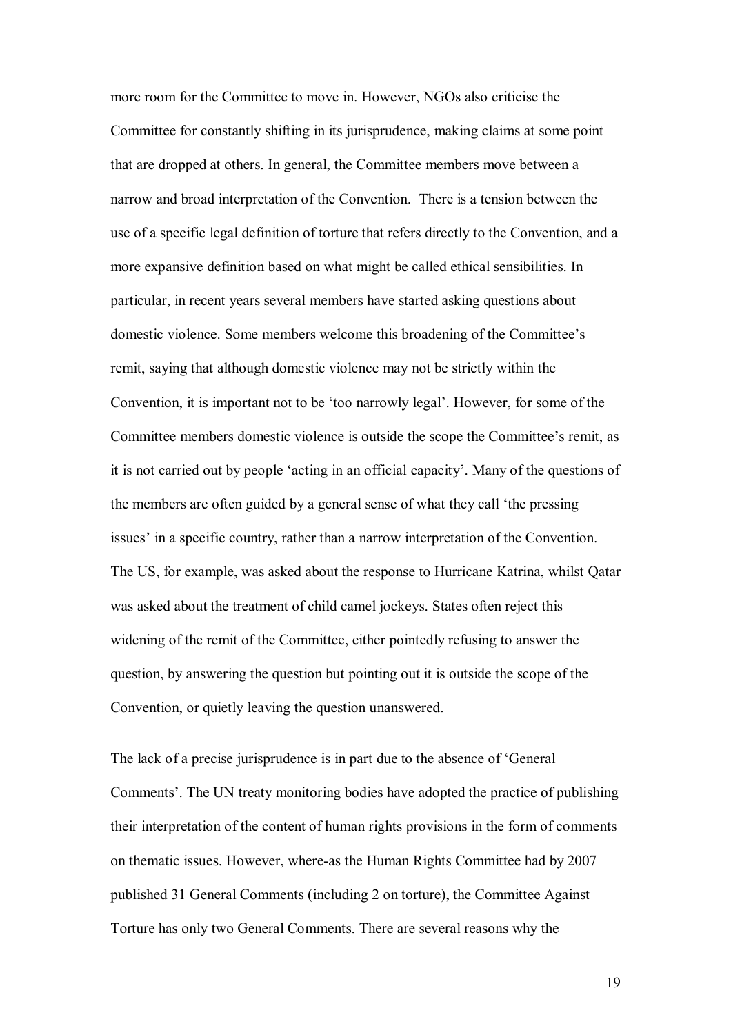more room for the Committee to move in. However, NGOs also criticise the Committee for constantly shifting in its jurisprudence, making claims at some point that are dropped at others. In general, the Committee members move between a narrow and broad interpretation of the Convention. There is a tension between the use of a specific legal definition of torture that refers directly to the Convention, and a more expansive definition based on what might be called ethical sensibilities. In particular, in recent years several members have started asking questions about domestic violence. Some members welcome this broadening of the Committee's remit, saying that although domestic violence may not be strictly within the Convention, it is important not to be 'too narrowly legal'. However, for some of the Committee members domestic violence is outside the scope the Committee's remit, as it is not carried out by people 'acting in an official capacity'. Many of the questions of the members are often guided by a general sense of what they call 'the pressing issues' in a specific country, rather than a narrow interpretation of the Convention. The US, for example, was asked about the response to Hurricane Katrina, whilst Qatar was asked about the treatment of child camel jockeys. States often reject this widening of the remit of the Committee, either pointedly refusing to answer the question, by answering the question but pointing out it is outside the scope of the Convention, or quietly leaving the question unanswered.

The lack of a precise jurisprudence is in part due to the absence of 'General Comments'. The UN treaty monitoring bodies have adopted the practice of publishing their interpretation of the content of human rights provisions in the form of comments on thematic issues. However, where-as the Human Rights Committee had by 2007 published 31 General Comments (including 2 on torture), the Committee Against Torture has only two General Comments. There are several reasons why the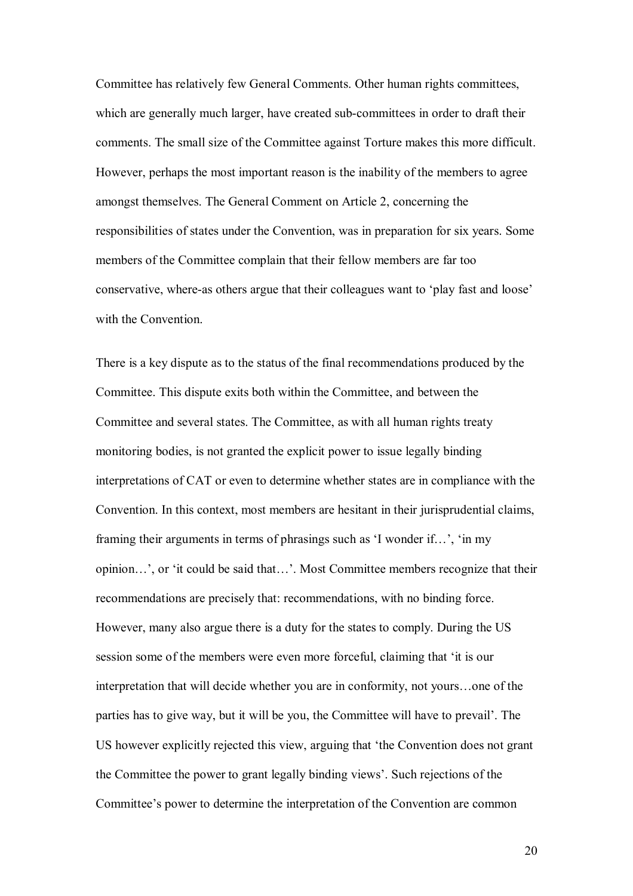Committee has relatively few General Comments. Other human rights committees, which are generally much larger, have created sub-committees in order to draft their comments. The small size of the Committee against Torture makes this more difficult. However, perhaps the most important reason is the inability of the members to agree amongst themselves. The General Comment on Article 2, concerning the responsibilities of states under the Convention, was in preparation for six years. Some members of the Committee complain that their fellow members are far too conservative, where-as others argue that their colleagues want to 'play fast and loose' with the Convention.

There is a key dispute as to the status of the final recommendations produced by the Committee. This dispute exits both within the Committee, and between the Committee and several states. The Committee, as with all human rights treaty monitoring bodies, is not granted the explicit power to issue legally binding interpretations of CAT or even to determine whether states are in compliance with the Convention. In this context, most members are hesitant in their jurisprudential claims, framing their arguments in terms of phrasings such as 'I wonder if…', 'in my opinion…', or 'it could be said that…'. Most Committee members recognize that their recommendations are precisely that: recommendations, with no binding force. However, many also argue there is a duty for the states to comply. During the US session some of the members were even more forceful, claiming that 'it is our interpretation that will decide whether you are in conformity, not yours…one of the parties has to give way, but it will be you, the Committee will have to prevail'. The US however explicitly rejected this view, arguing that 'the Convention does not grant the Committee the power to grant legally binding views'. Such rejections of the Committee's power to determine the interpretation of the Convention are common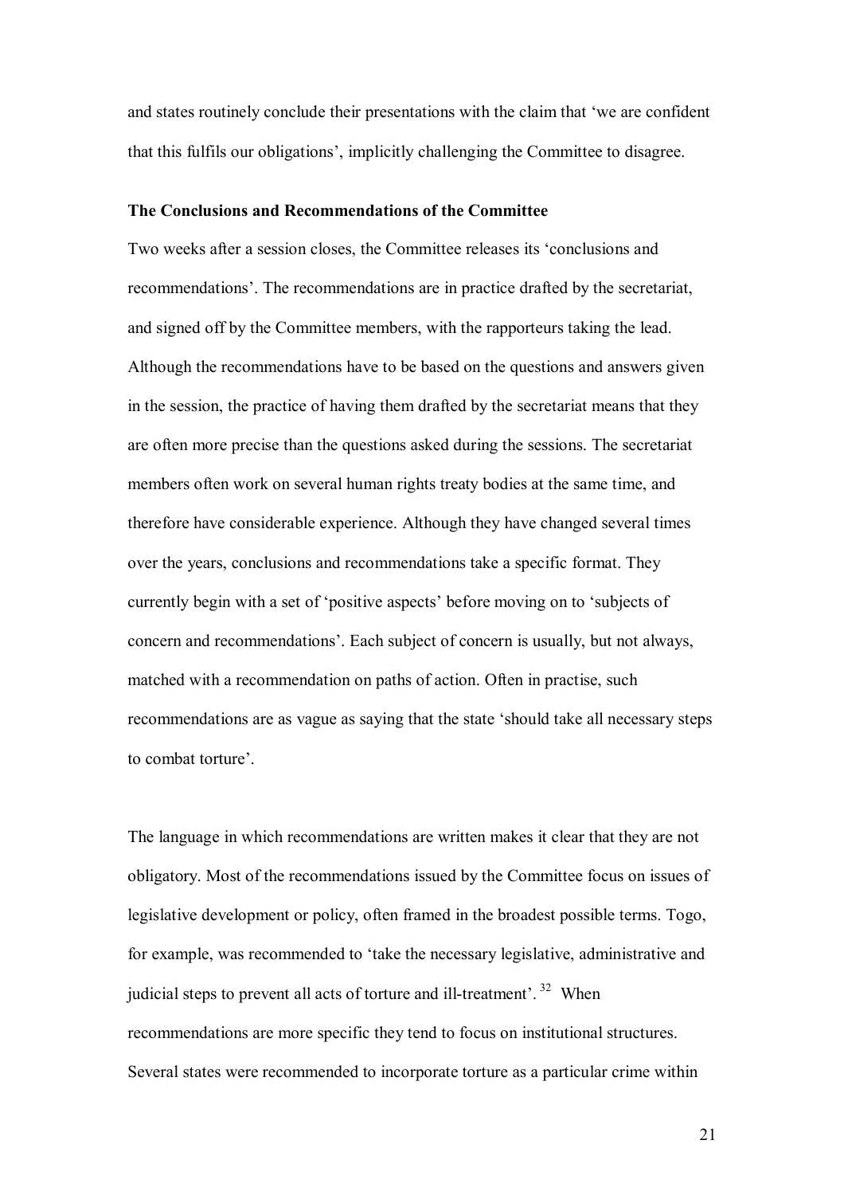and states routinely conclude their presentations with the claim that 'we are confident that this fulfils our obligations', implicitly challenging the Committee to disagree.

**The Conclusions and Recommendations of the Committee**

Two weeks after a session closes, the Committee releases its 'conclusions and recommendations'. The recommendations are in practice drafted by the secretariat, and signed off by the Committee members, with the rapporteurs taking the lead. Although the recommendations have to be based on the questions and answers given in the session, the practice of having them drafted by the secretariat means that they are often more precise than the questions asked during the sessions. The secretariat members often work on several human rights treaty bodies at the same time, and therefore have considerable experience. Although they have changed several times over the years, conclusions and recommendations take a specific format. They currently begin with a set of 'positive aspects' before moving on to 'subjects of concern and recommendations'. Each subject of concern is usually, but not always, matched with a recommendation on paths of action. Often in practise, such recommendations are as vague as saying that the state 'should take all necessary steps to combat torture'.

The language in which recommendations are written makes it clear that they are not obligatory. Most of the recommendations issued by the Committee focus on issues of legislative development or policy, often framed in the broadest possible terms. Togo, for example, was recommended to 'take the necessary legislative, administrative and judicial steps to prevent all acts of torture and ill-treatment'.[32] When recommendations are more specific they tend to focus on institutional structures. Several states were recommended to incorporate torture as a particular crime within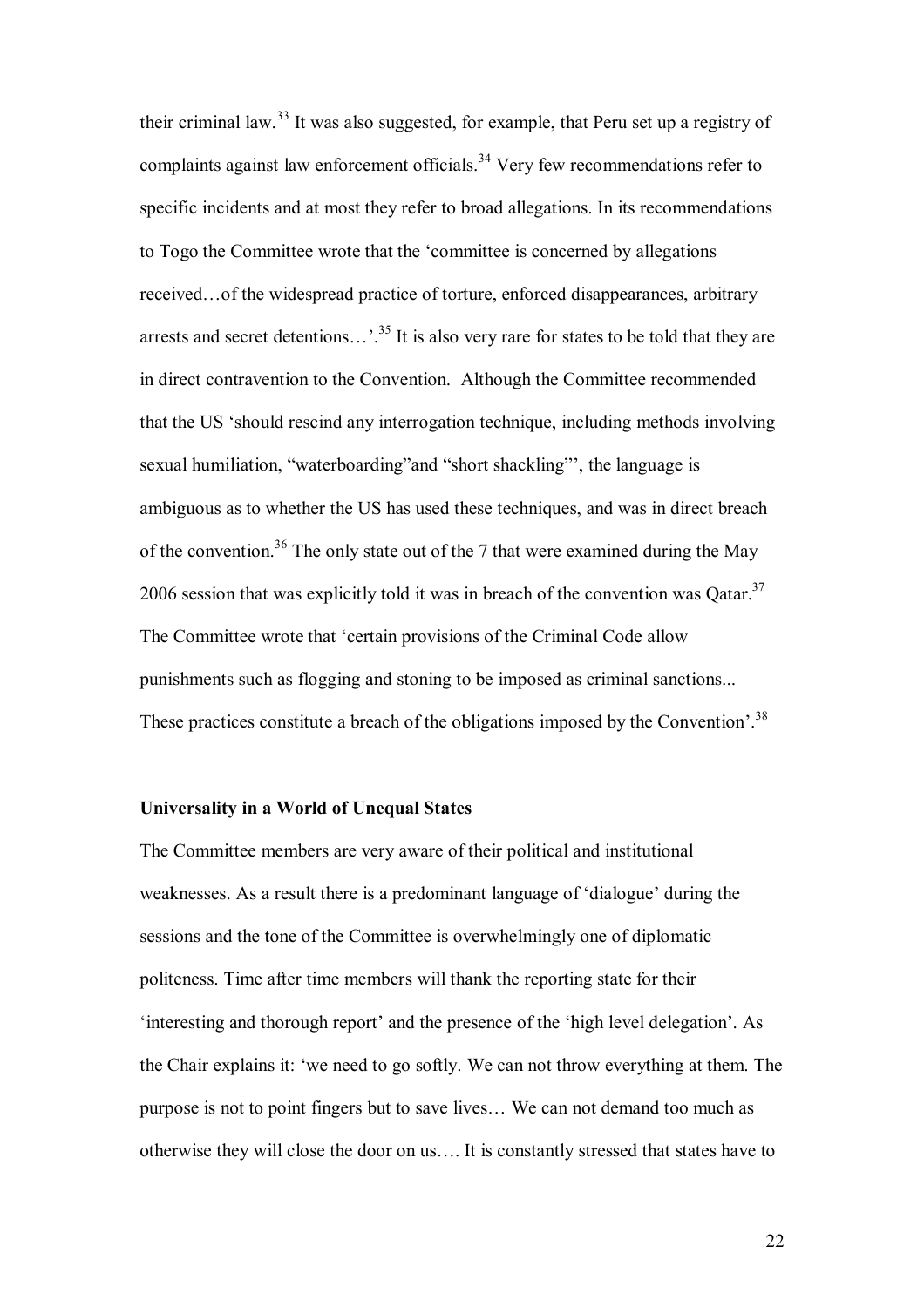their criminal law.[33] It was also suggested, for example, that Peru set up a registry of complaints against law enforcement officials.[34] Very few recommendations refer to specific incidents and at most they refer to broad allegations. In its recommendations to Togo the Committee wrote that the 'committee is concerned by allegations received…of the widespread practice of torture, enforced disappearances, arbitrary arrests and secret detentions…'.[35] It is also very rare for states to be told that they are in direct contravention to the Convention. Although the Committee recommended that the US 'should rescind any interrogation technique, including methods involving sexual humiliation, "waterboarding"and "short shackling"', the language is ambiguous as to whether the US has used these techniques, and was in direct breach of the convention.[36] The only state out of the 7 that were examined during the May 2006 session that was explicitly told it was in breach of the convention was Qatar.[37] The Committee wrote that 'certain provisions of the Criminal Code allow punishments such as flogging and stoning to be imposed as criminal sanctions... These practices constitute a breach of the obligations imposed by the Convention'.[38]

**Universality in a World of Unequal States**

The Committee members are very aware of their political and institutional weaknesses. As a result there is a predominant language of 'dialogue' during the sessions and the tone of the Committee is overwhelmingly one of diplomatic politeness. Time after time members will thank the reporting state for their 'interesting and thorough report' and the presence of the 'high level delegation'. As the Chair explains it: 'we need to go softly. We can not throw everything at them. The purpose is not to point fingers but to save lives… We can not demand too much as otherwise they will close the door on us…. It is constantly stressed that states have to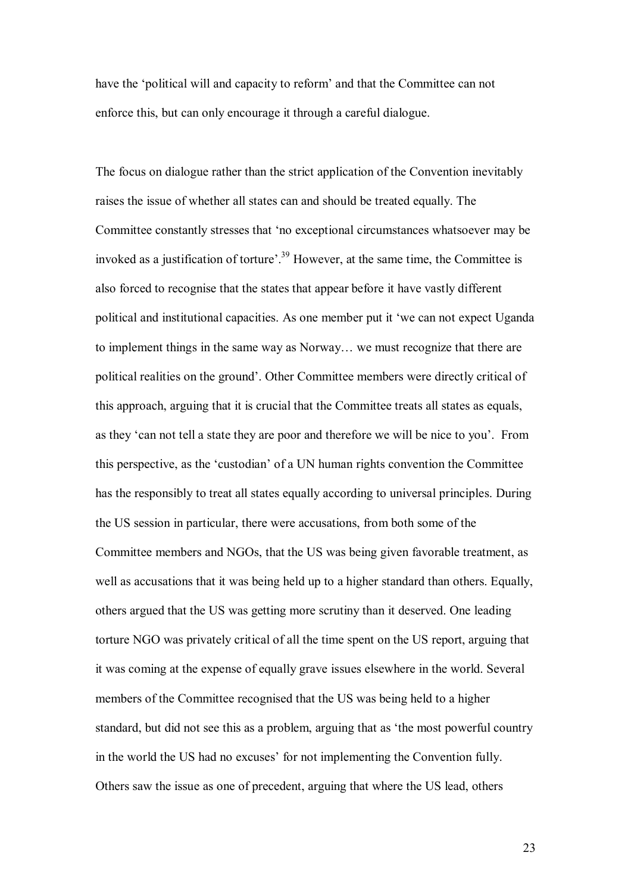have the 'political will and capacity to reform' and that the Committee can not enforce this, but can only encourage it through a careful dialogue.

The focus on dialogue rather than the strict application of the Convention inevitably raises the issue of whether all states can and should be treated equally. The Committee constantly stresses that 'no exceptional circumstances whatsoever may be invoked as a justification of torture'.[39] However, at the same time, the Committee is also forced to recognise that the states that appear before it have vastly different political and institutional capacities. As one member put it 'we can not expect Uganda to implement things in the same way as Norway… we must recognize that there are political realities on the ground'. Other Committee members were directly critical of this approach, arguing that it is crucial that the Committee treats all states as equals, as they 'can not tell a state they are poor and therefore we will be nice to you'. From this perspective, as the 'custodian' of a UN human rights convention the Committee has the responsibly to treat all states equally according to universal principles. During the US session in particular, there were accusations, from both some of the Committee members and NGOs, that the US was being given favorable treatment, as well as accusations that it was being held up to a higher standard than others. Equally, others argued that the US was getting more scrutiny than it deserved. One leading torture NGO was privately critical of all the time spent on the US report, arguing that it was coming at the expense of equally grave issues elsewhere in the world. Several members of the Committee recognised that the US was being held to a higher standard, but did not see this as a problem, arguing that as 'the most powerful country in the world the US had no excuses' for not implementing the Convention fully. Others saw the issue as one of precedent, arguing that where the US lead, others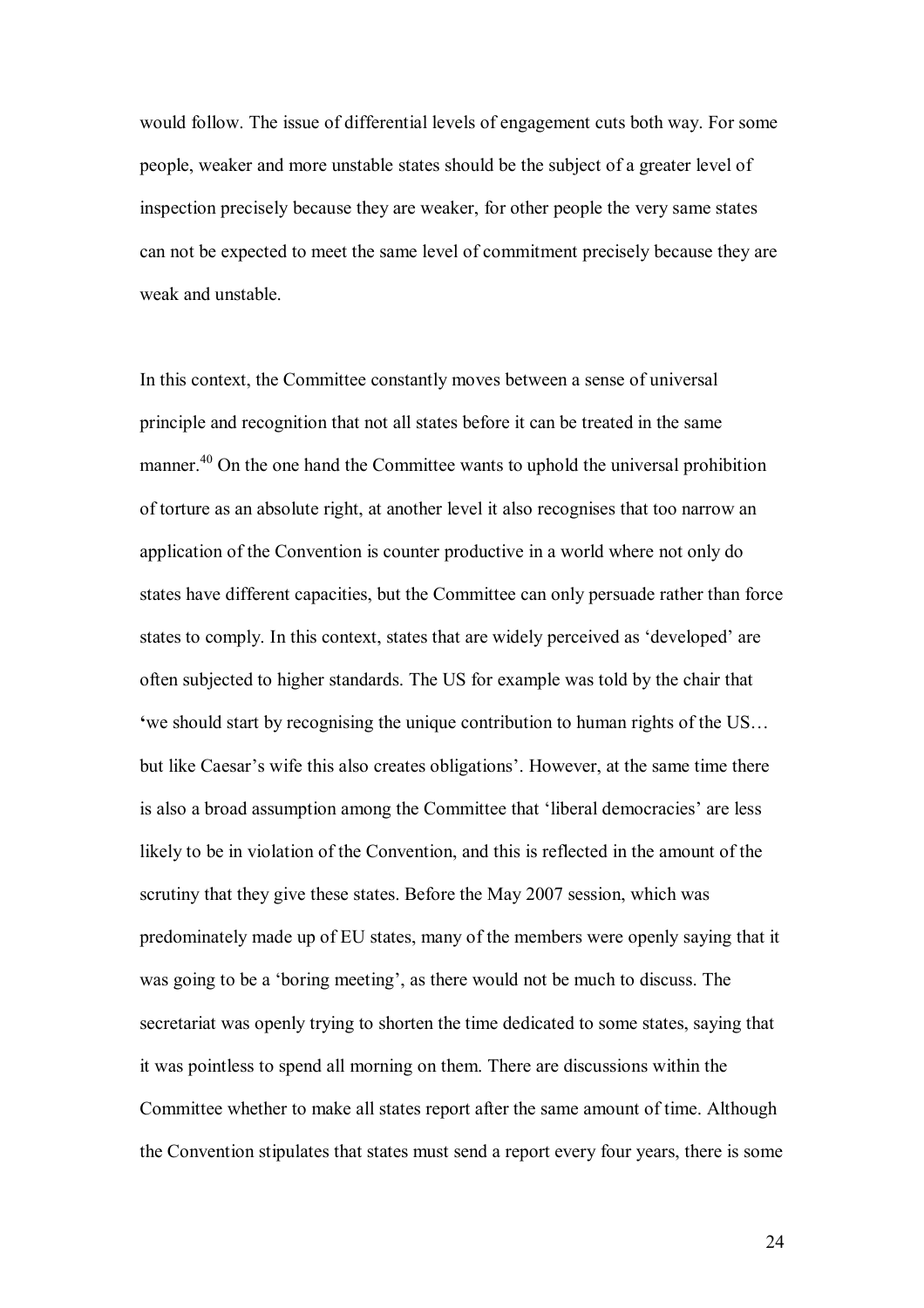would follow. The issue of differential levels of engagement cuts both way. For some people, weaker and more unstable states should be the subject of a greater level of inspection precisely because they are weaker, for other people the very same states can not be expected to meet the same level of commitment precisely because they are weak and unstable.

In this context, the Committee constantly moves between a sense of universal principle and recognition that not all states before it can be treated in the same manner.[40] On the one hand the Committee wants to uphold the universal prohibition of torture as an absolute right, at another level it also recognises that too narrow an application of the Convention is counter productive in a world where not only do states have different capacities, but the Committee can only persuade rather than force states to comply. In this context, states that are widely perceived as 'developed' are often subjected to higher standards. The US for example was told by the chair that 'we should start by recognising the unique contribution to human rights of the US… but like Caesar's wife this also creates obligations'. However, at the same time there is also a broad assumption among the Committee that 'liberal democracies' are less likely to be in violation of the Convention, and this is reflected in the amount of the scrutiny that they give these states. Before the May 2007 session, which was predominately made up of EU states, many of the members were openly saying that it was going to be a 'boring meeting', as there would not be much to discuss. The secretariat was openly trying to shorten the time dedicated to some states, saying that it was pointless to spend all morning on them. There are discussions within the Committee whether to make all states report after the same amount of time. Although the Convention stipulates that states must send a report every four years, there is some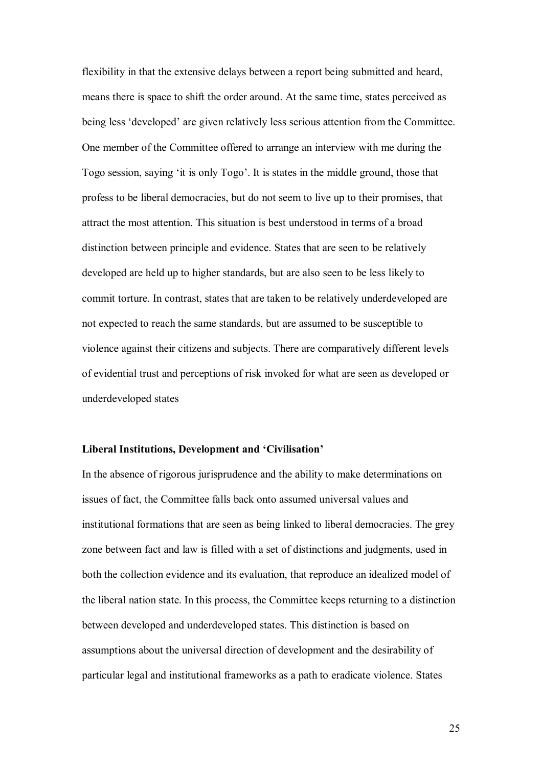flexibility in that the extensive delays between a report being submitted and heard, means there is space to shift the order around. At the same time, states perceived as being less 'developed' are given relatively less serious attention from the Committee. One member of the Committee offered to arrange an interview with me during the Togo session, saying 'it is only Togo'. It is states in the middle ground, those that profess to be liberal democracies, but do not seem to live up to their promises, that attract the most attention. This situation is best understood in terms of a broad distinction between principle and evidence. States that are seen to be relatively developed are held up to higher standards, but are also seen to be less likely to commit torture. In contrast, states that are taken to be relatively underdeveloped are not expected to reach the same standards, but are assumed to be susceptible to violence against their citizens and subjects. There are comparatively different levels of evidential trust and perceptions of risk invoked for what are seen as developed or underdeveloped states

**Liberal Institutions, Development and 'Civilisation'**

In the absence of rigorous jurisprudence and the ability to make determinations on issues of fact, the Committee falls back onto assumed universal values and institutional formations that are seen as being linked to liberal democracies. The grey zone between fact and law is filled with a set of distinctions and judgments, used in both the collection evidence and its evaluation, that reproduce an idealized model of the liberal nation state. In this process, the Committee keeps returning to a distinction between developed and underdeveloped states. This distinction is based on assumptions about the universal direction of development and the desirability of particular legal and institutional frameworks as a path to eradicate violence. States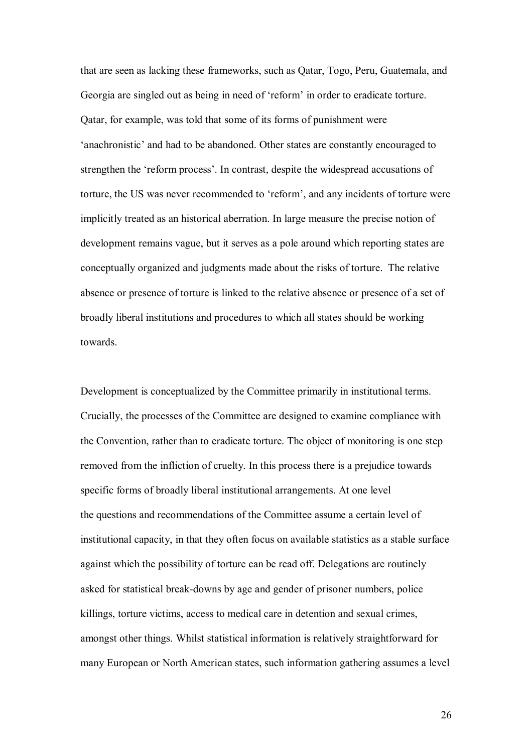that are seen as lacking these frameworks, such as Qatar, Togo, Peru, Guatemala, and Georgia are singled out as being in need of 'reform' in order to eradicate torture. Qatar, for example, was told that some of its forms of punishment were 'anachronistic' and had to be abandoned. Other states are constantly encouraged to strengthen the 'reform process'. In contrast, despite the widespread accusations of torture, the US was never recommended to 'reform', and any incidents of torture were implicitly treated as an historical aberration. In large measure the precise notion of development remains vague, but it serves as a pole around which reporting states are conceptually organized and judgments made about the risks of torture. The relative absence or presence of torture is linked to the relative absence or presence of a set of broadly liberal institutions and procedures to which all states should be working towards.

Development is conceptualized by the Committee primarily in institutional terms. Crucially, the processes of the Committee are designed to examine compliance with the Convention, rather than to eradicate torture. The object of monitoring is one step removed from the infliction of cruelty. In this process there is a prejudice towards specific forms of broadly liberal institutional arrangements. At one level the questions and recommendations of the Committee assume a certain level of institutional capacity, in that they often focus on available statistics as a stable surface against which the possibility of torture can be read off. Delegations are routinely asked for statistical break-downs by age and gender of prisoner numbers, police killings, torture victims, access to medical care in detention and sexual crimes, amongst other things. Whilst statistical information is relatively straightforward for many European or North American states, such information gathering assumes a level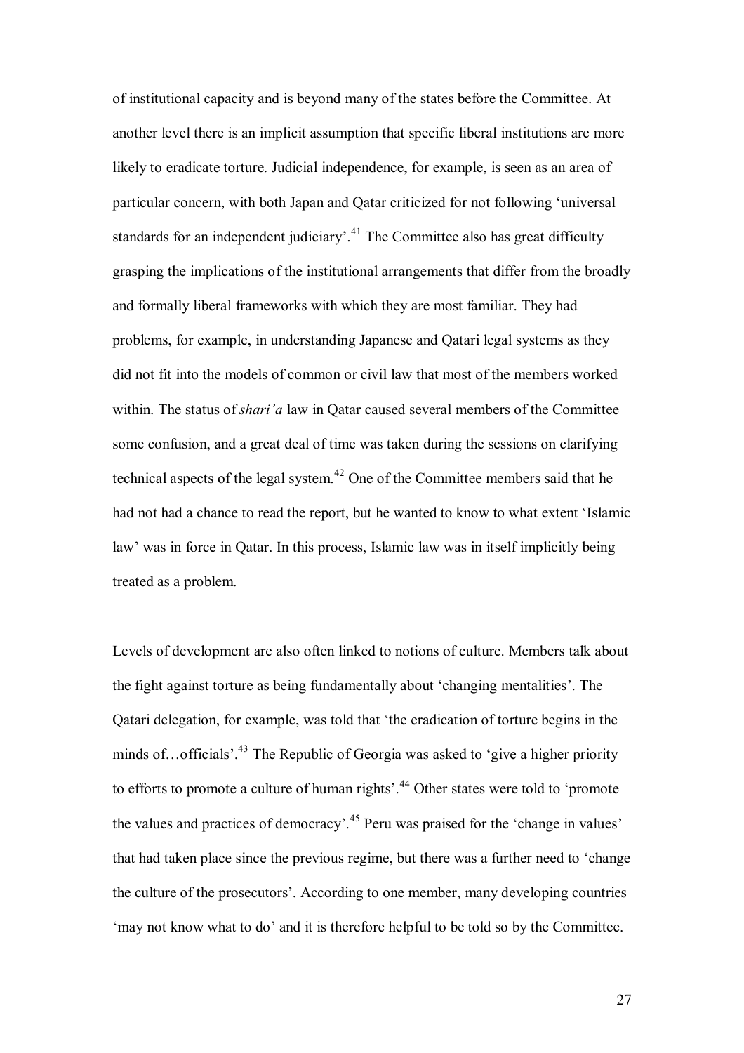of institutional capacity and is beyond many of the states before the Committee. At another level there is an implicit assumption that specific liberal institutions are more likely to eradicate torture. Judicial independence, for example, is seen as an area of particular concern, with both Japan and Qatar criticized for not following 'universal standards for an independent judiciary'.[41] The Committee also has great difficulty grasping the implications of the institutional arrangements that differ from the broadly and formally liberal frameworks with which they are most familiar. They had problems, for example, in understanding Japanese and Qatari legal systems as they did not fit into the models of common or civil law that most of the members worked within. The status of *shari'a* law in Qatar caused several members of the Committee some confusion, and a great deal of time was taken during the sessions on clarifying technical aspects of the legal system.[42] One of the Committee members said that he had not had a chance to read the report, but he wanted to know to what extent 'Islamic law' was in force in Qatar. In this process, Islamic law was in itself implicitly being treated as a problem.

Levels of development are also often linked to notions of culture. Members talk about the fight against torture as being fundamentally about 'changing mentalities'. The Qatari delegation, for example, was told that 'the eradication of torture begins in the minds of…officials'.[43] The Republic of Georgia was asked to 'give a higher priority to efforts to promote a culture of human rights'.[44] Other states were told to 'promote the values and practices of democracy'.[45] Peru was praised for the 'change in values' that had taken place since the previous regime, but there was a further need to 'change the culture of the prosecutors'. According to one member, many developing countries 'may not know what to do' and it is therefore helpful to be told so by the Committee.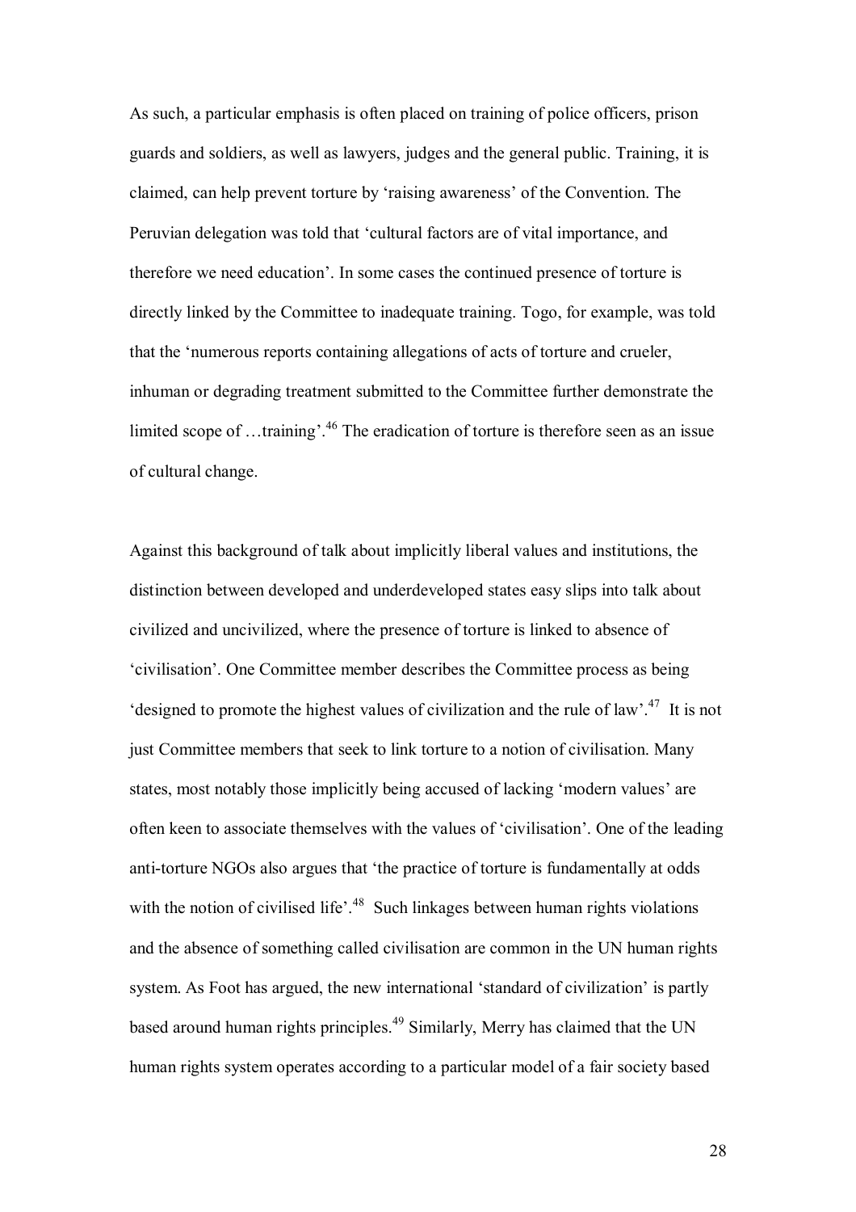As such, a particular emphasis is often placed on training of police officers, prison guards and soldiers, as well as lawyers, judges and the general public. Training, it is claimed, can help prevent torture by 'raising awareness' of the Convention. The Peruvian delegation was told that 'cultural factors are of vital importance, and therefore we need education'. In some cases the continued presence of torture is directly linked by the Committee to inadequate training. Togo, for example, was told that the 'numerous reports containing allegations of acts of torture and crueler, inhuman or degrading treatment submitted to the Committee further demonstrate the limited scope of …training'.[46] The eradication of torture is therefore seen as an issue of cultural change.

Against this background of talk about implicitly liberal values and institutions, the distinction between developed and underdeveloped states easy slips into talk about civilized and uncivilized, where the presence of torture is linked to absence of 'civilisation'. One Committee member describes the Committee process as being 'designed to promote the highest values of civilization and the rule of law'.[47] It is not just Committee members that seek to link torture to a notion of civilisation. Many states, most notably those implicitly being accused of lacking 'modern values' are often keen to associate themselves with the values of 'civilisation'. One of the leading anti-torture NGOs also argues that 'the practice of torture is fundamentally at odds with the notion of civilised life'.[48] Such linkages between human rights violations and the absence of something called civilisation are common in the UN human rights system. As Foot has argued, the new international 'standard of civilization' is partly based around human rights principles.[49] Similarly, Merry has claimed that the UN human rights system operates according to a particular model of a fair society based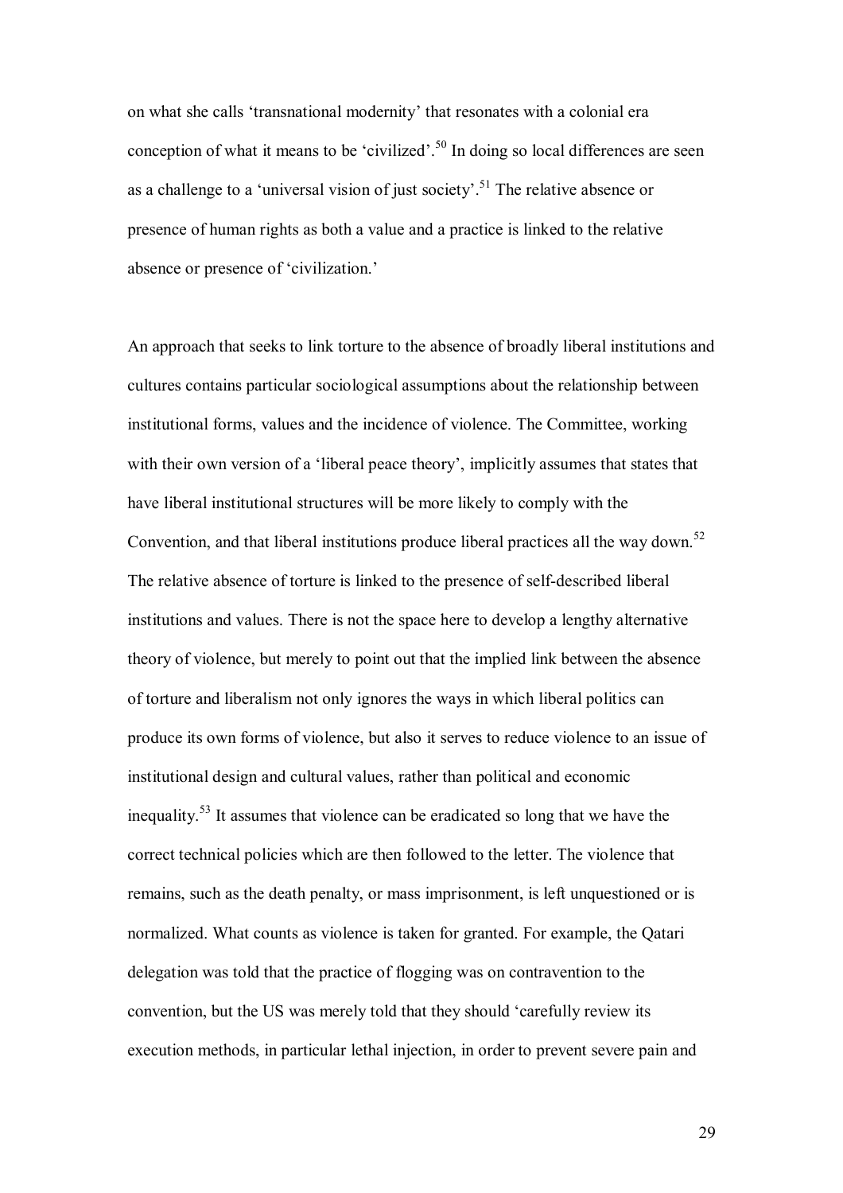on what she calls 'transnational modernity' that resonates with a colonial era conception of what it means to be 'civilized'.[50] In doing so local differences are seen as a challenge to a 'universal vision of just society'.[51] The relative absence or presence of human rights as both a value and a practice is linked to the relative absence or presence of 'civilization.'

An approach that seeks to link torture to the absence of broadly liberal institutions and cultures contains particular sociological assumptions about the relationship between institutional forms, values and the incidence of violence. The Committee, working with their own version of a 'liberal peace theory', implicitly assumes that states that have liberal institutional structures will be more likely to comply with the Convention, and that liberal institutions produce liberal practices all the way down.[52] The relative absence of torture is linked to the presence of self-described liberal institutions and values. There is not the space here to develop a lengthy alternative theory of violence, but merely to point out that the implied link between the absence of torture and liberalism not only ignores the ways in which liberal politics can produce its own forms of violence, but also it serves to reduce violence to an issue of institutional design and cultural values, rather than political and economic inequality.[53] It assumes that violence can be eradicated so long that we have the correct technical policies which are then followed to the letter. The violence that remains, such as the death penalty, or mass imprisonment, is left unquestioned or is normalized. What counts as violence is taken for granted. For example, the Qatari delegation was told that the practice of flogging was on contravention to the convention, but the US was merely told that they should 'carefully review its execution methods, in particular lethal injection, in order to prevent severe pain and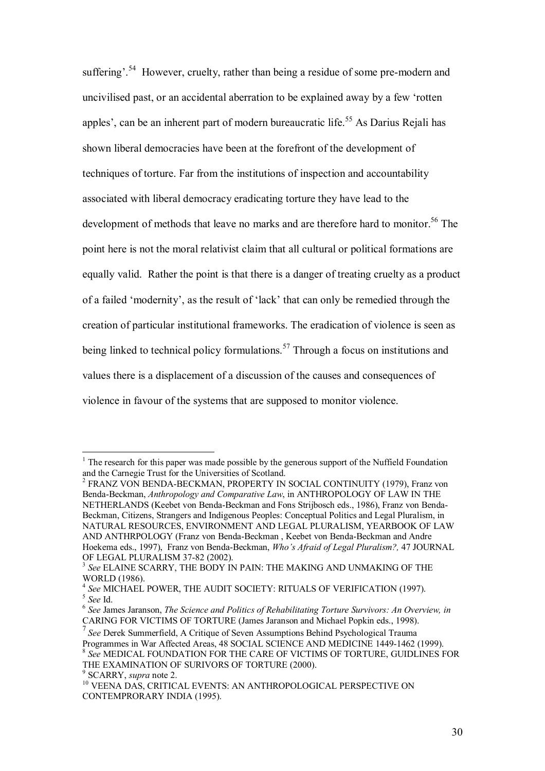suffering'.[54] However, cruelty, rather than being a residue of some pre-modern and uncivilised past, or an accidental aberration to be explained away by a few 'rotten apples', can be an inherent part of modern bureaucratic life.[55] As Darius Rejali has shown liberal democracies have been at the forefront of the development of techniques of torture. Far from the institutions of inspection and accountability associated with liberal democracy eradicating torture they have lead to the development of methods that leave no marks and are therefore hard to monitor.[56] The point here is not the moral relativist claim that all cultural or political formations are equally valid. Rather the point is that there is a danger of treating cruelty as a product of a failed 'modernity', as the result of 'lack' that can only be remedied through the creation of particular institutional frameworks. The eradication of violence is seen as being linked to technical policy formulations.[57] Through a focus on institutions and values there is a displacement of a discussion of the causes and consequences of violence in favour of the systems that are supposed to monitor violence.

---

[1] The research for this paper was made possible by the generous support of the Nuffield Foundation and the Carnegie Trust for the Universities of Scotland.

[2] FRANZ VON BENDA-BECKMAN, PROPERTY IN SOCIAL CONTINUITY (1979), Franz von Benda-Beckman, *Anthropology and Comparative Law*, in ANTHROPOLOGY OF LAW IN THE NETHERLANDS (Keebet von Benda-Beckman and Fons Strijbosch eds., 1986), Franz von Benda-Beckman, Citizens, Strangers and Indigenous Peoples: Conceptual Politics and Legal Pluralism, in NATURAL RESOURCES, ENVIRONMENT AND LEGAL PLURALISM, YEARBOOK OF LAW AND ANTHRPOLOGY (Franz von Benda-Beckman , Keebet von Benda-Beckman and Andre Hoekema eds., 1997), Franz von Benda-Beckman, *Who's Afraid of Legal Pluralism?,* 47 JOURNAL OF LEGAL PLURALISM 37-82 (2002).

[3] *See* ELAINE SCARRY, THE BODY IN PAIN: THE MAKING AND UNMAKING OF THE WORLD (1986).

[4] *See* MICHAEL POWER, THE AUDIT SOCIETY: RITUALS OF VERIFICATION (1997).

[5] *See* Id.

[6] *See* James Jaranson, *The Science and Politics of Rehabilitating Torture Survivors: An Overview, in* CARING FOR VICTIMS OF TORTURE (James Jaranson and Michael Popkin eds., 1998).

[7] *See* Derek Summerfield, A Critique of Seven Assumptions Behind Psychological Trauma Programmes in War Affected Areas, 48 SOCIAL SCIENCE AND MEDICINE 1449-1462 (1999).

[8] *See* MEDICAL FOUNDATION FOR THE CARE OF VICTIMS OF TORTURE, GUIDLINES FOR THE EXAMINATION OF SURIVORS OF TORTURE (2000).

[9] SCARRY, *supra* note 2.

[10] VEENA DAS, CRITICAL EVENTS: AN ANTHROPOLOGICAL PERSPECTIVE ON CONTEMPRORARY INDIA (1995).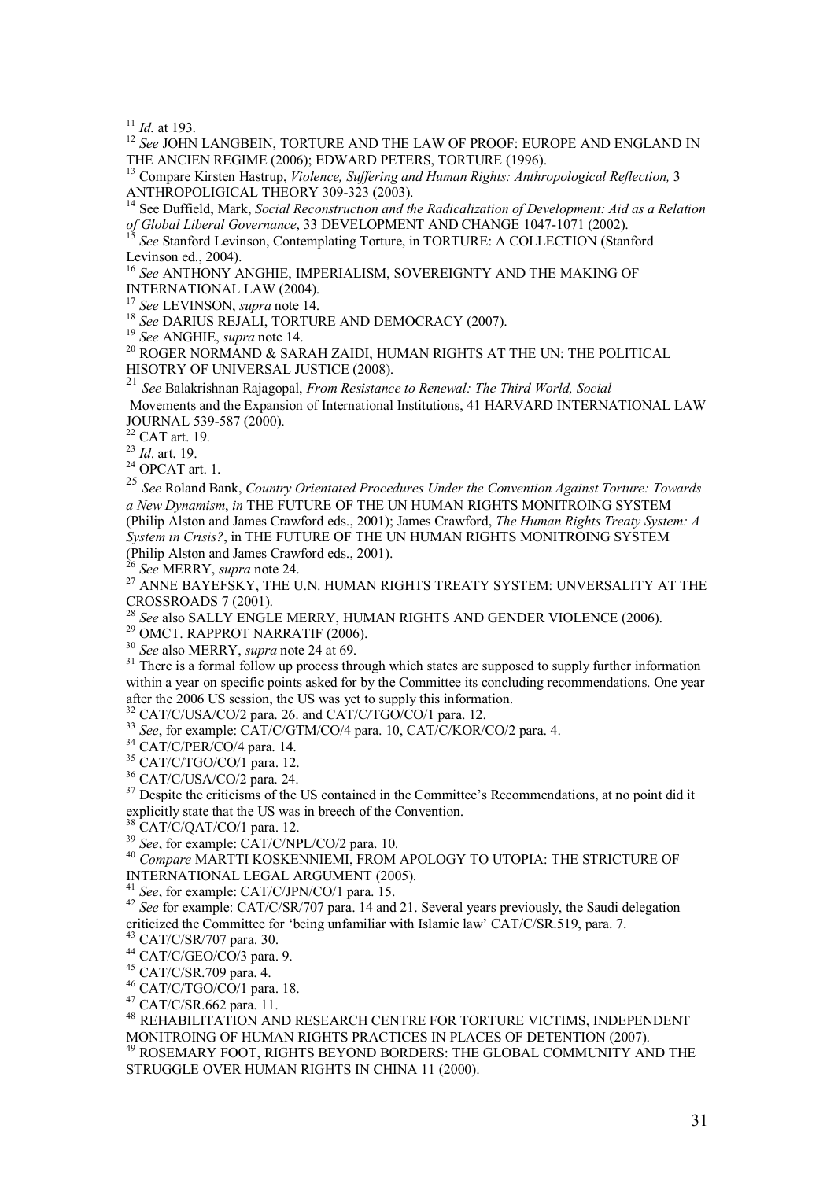[11] *Id.* at 193.

[12] *See* JOHN LANGBEIN, TORTURE AND THE LAW OF PROOF: EUROPE AND ENGLAND IN THE ANCIEN REGIME (2006); EDWARD PETERS, TORTURE (1996).

[13] Compare Kirsten Hastrup, *Violence, Suffering and Human Rights: Anthropological Reflection,* 3 ANTHROPOLIGICAL THEORY 309-323 (2003).

[14] See Duffield, Mark, *Social Reconstruction and the Radicalization of Development: Aid as a Relation of Global Liberal Governance*, 33 DEVELOPMENT AND CHANGE 1047-1071 (2002).

[15] *See* Stanford Levinson, Contemplating Torture, in TORTURE: A COLLECTION (Stanford Levinson ed., 2004).

[16] *See* ANTHONY ANGHIE, IMPERIALISM, SOVEREIGNTY AND THE MAKING OF INTERNATIONAL LAW (2004).

[17] *See* LEVINSON, *supra* note 14.

[18] *See* DARIUS REJALI, TORTURE AND DEMOCRACY (2007).

[19] *See* ANGHIE, *supra* note 14.

[20] ROGER NORMAND & SARAH ZAIDI, HUMAN RIGHTS AT THE UN: THE POLITICAL HISOTRY OF UNIVERSAL JUSTICE (2008).

[21] *See* Balakrishnan Rajagopal, *From Resistance to Renewal: The Third World, Social* Movements and the Expansion of International Institutions, 41 HARVARD INTERNATIONAL LAW JOURNAL 539-587 (2000).

[22] CAT art. 19.

[23] *Id*. art. 19.

[24] OPCAT art. 1.

[25] *See* Roland Bank, *Country Orientated Procedures Under the Convention Against Torture: Towards a New Dynamism*, *in* THE FUTURE OF THE UN HUMAN RIGHTS MONITROING SYSTEM (Philip Alston and James Crawford eds., 2001); James Crawford, *The Human Rights Treaty System: A System in Crisis?*, in THE FUTURE OF THE UN HUMAN RIGHTS MONITROING SYSTEM (Philip Alston and James Crawford eds., 2001).

[26] *See* MERRY, *supra* note 24.

[27] ANNE BAYEFSKY, THE U.N. HUMAN RIGHTS TREATY SYSTEM: UNVERSALITY AT THE CROSSROADS 7 (2001).

[28] *See* also SALLY ENGLE MERRY, HUMAN RIGHTS AND GENDER VIOLENCE (2006).

[29] OMCT. RAPPROT NARRATIF (2006).

[30] *See* also MERRY, *supra* note 24 at 69.

[31] There is a formal follow up process through which states are supposed to supply further information within a year on specific points asked for by the Committee its concluding recommendations. One year after the 2006 US session, the US was yet to supply this information.

[32] CAT/C/USA/CO/2 para. 26. and CAT/C/TGO/CO/1 para. 12.

[33] *See*, for example: CAT/C/GTM/CO/4 para. 10, CAT/C/KOR/CO/2 para. 4.

[34] CAT/C/PER/CO/4 para. 14.

[35] CAT/C/TGO/CO/1 para. 12.

[36] CAT/C/USA/CO/2 para. 24.

[37] Despite the criticisms of the US contained in the Committee's Recommendations, at no point did it explicitly state that the US was in breech of the Convention.

[38] CAT/C/QAT/CO/1 para. 12.

[39] *See*, for example: CAT/C/NPL/CO/2 para. 10.

[40] *Compare* MARTTI KOSKENNIEMI, FROM APOLOGY TO UTOPIA: THE STRICTURE OF INTERNATIONAL LEGAL ARGUMENT (2005).

[41] *See*, for example: CAT/C/JPN/CO/1 para. 15.

[42] *See* for example: CAT/C/SR/707 para. 14 and 21. Several years previously, the Saudi delegation criticized the Committee for 'being unfamiliar with Islamic law' CAT/C/SR.519, para. 7.

[43] CAT/C/SR/707 para. 30.

[44] CAT/C/GEO/CO/3 para. 9.

[45] CAT/C/SR.709 para. 4.

[46] CAT/C/TGO/CO/1 para. 18.

[47] CAT/C/SR.662 para. 11.

[48] REHABILITATION AND RESEARCH CENTRE FOR TORTURE VICTIMS, INDEPENDENT MONITROING OF HUMAN RIGHTS PRACTICES IN PLACES OF DETENTION (2007).

[49] ROSEMARY FOOT, RIGHTS BEYOND BORDERS: THE GLOBAL COMMUNITY AND THE STRUGGLE OVER HUMAN RIGHTS IN CHINA 11 (2000).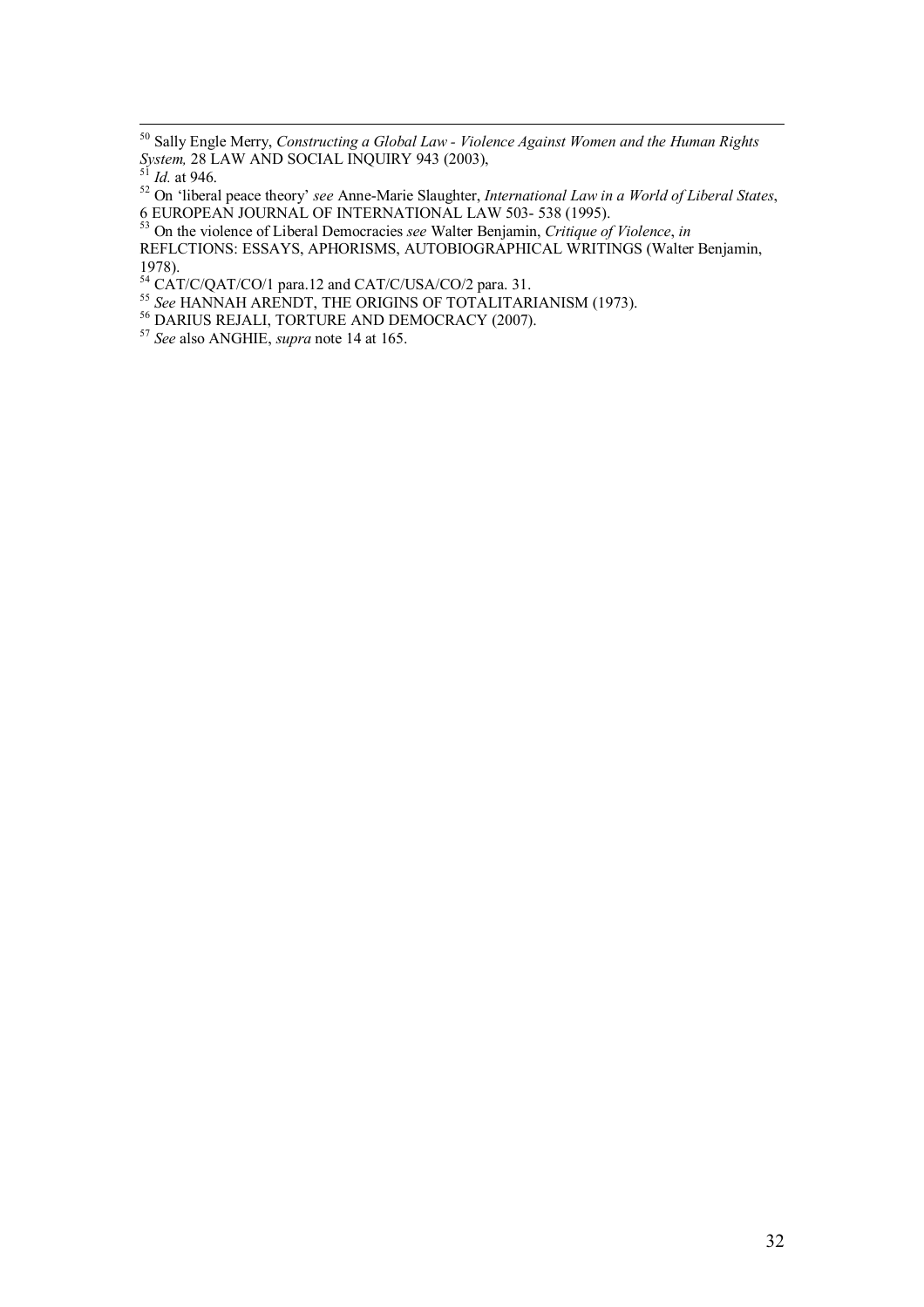[50] Sally Engle Merry, *Constructing a Global Law - Violence Against Women and the Human Rights System,* 28 LAW AND SOCIAL INQUIRY 943 (2003),

[51] *Id.* at 946.

[52] On 'liberal peace theory' *see* Anne-Marie Slaughter, *International Law in a World of Liberal States*, 6 EUROPEAN JOURNAL OF INTERNATIONAL LAW 503- 538 (1995).

[53] On the violence of Liberal Democracies *see* Walter Benjamin, *Critique of Violence*, *in* REFLCTIONS: ESSAYS, APHORISMS, AUTOBIOGRAPHICAL WRITINGS (Walter Benjamin, 1978).

[54] CAT/C/QAT/CO/1 para.12 and CAT/C/USA/CO/2 para. 31.

[55] *See* HANNAH ARENDT, THE ORIGINS OF TOTALITARIANISM (1973).

[56] DARIUS REJALI, TORTURE AND DEMOCRACY (2007).

[57] *See* also ANGHIE, *supra* note 14 at 165.